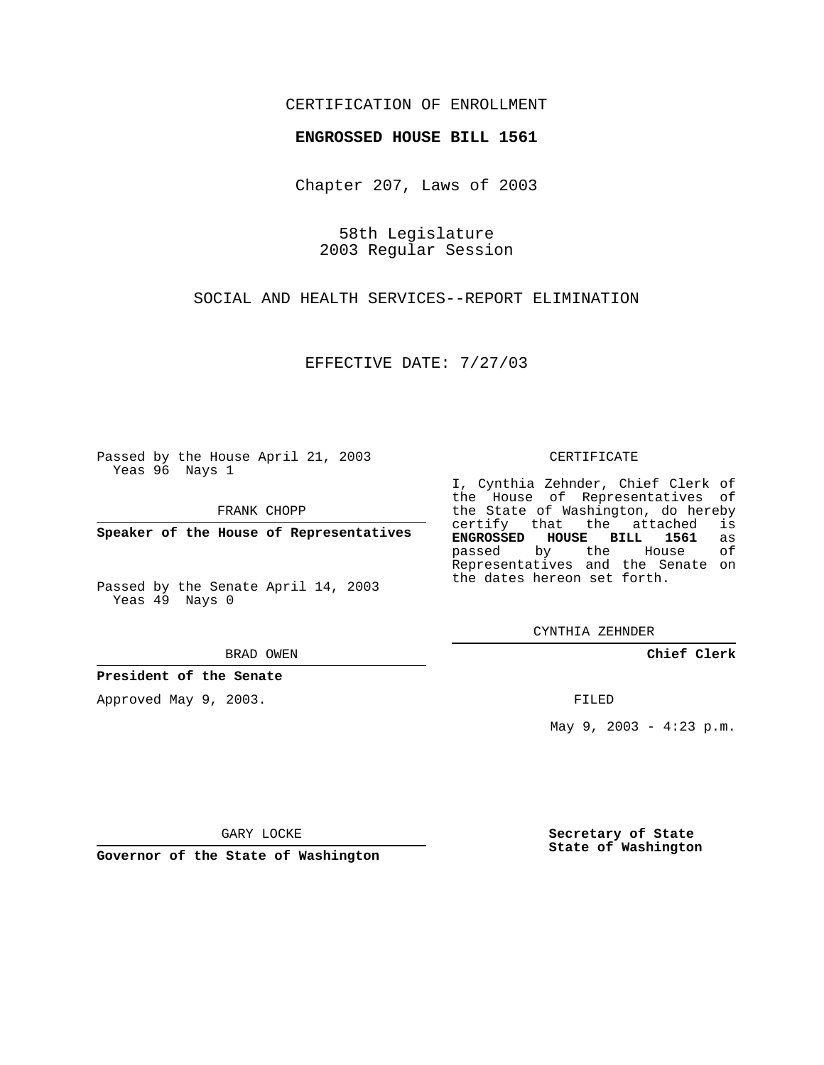CERTIFICATION OF ENROLLMENT

**ENGROSSED HOUSE BILL 1561**

Chapter 207, Laws of 2003

58th Legislature
2003 Regular Session

SOCIAL AND HEALTH SERVICES--REPORT ELIMINATION

EFFECTIVE DATE: 7/27/03

Passed by the House April 21, 2003
Yeas 96 Nays 1

FRANK CHOPP

**Speaker of the House of Representatives**

Passed by the Senate April 14, 2003
Yeas 49 Nays 0

BRAD OWEN

**President of the Senate**

Approved May 9, 2003.

GARY LOCKE

**Governor of the State of Washington**

CERTIFICATE

I, Cynthia Zehnder, Chief Clerk of the House of Representatives of the State of Washington, do hereby certify that the attached is **ENGROSSED HOUSE BILL 1561** as passed by the House of Representatives and the Senate on the dates hereon set forth.

CYNTHIA ZEHNDER

**Chief Clerk**

FILED

May 9, 2003 - 4:23 p.m.

**Secretary of State**
**State of Washington**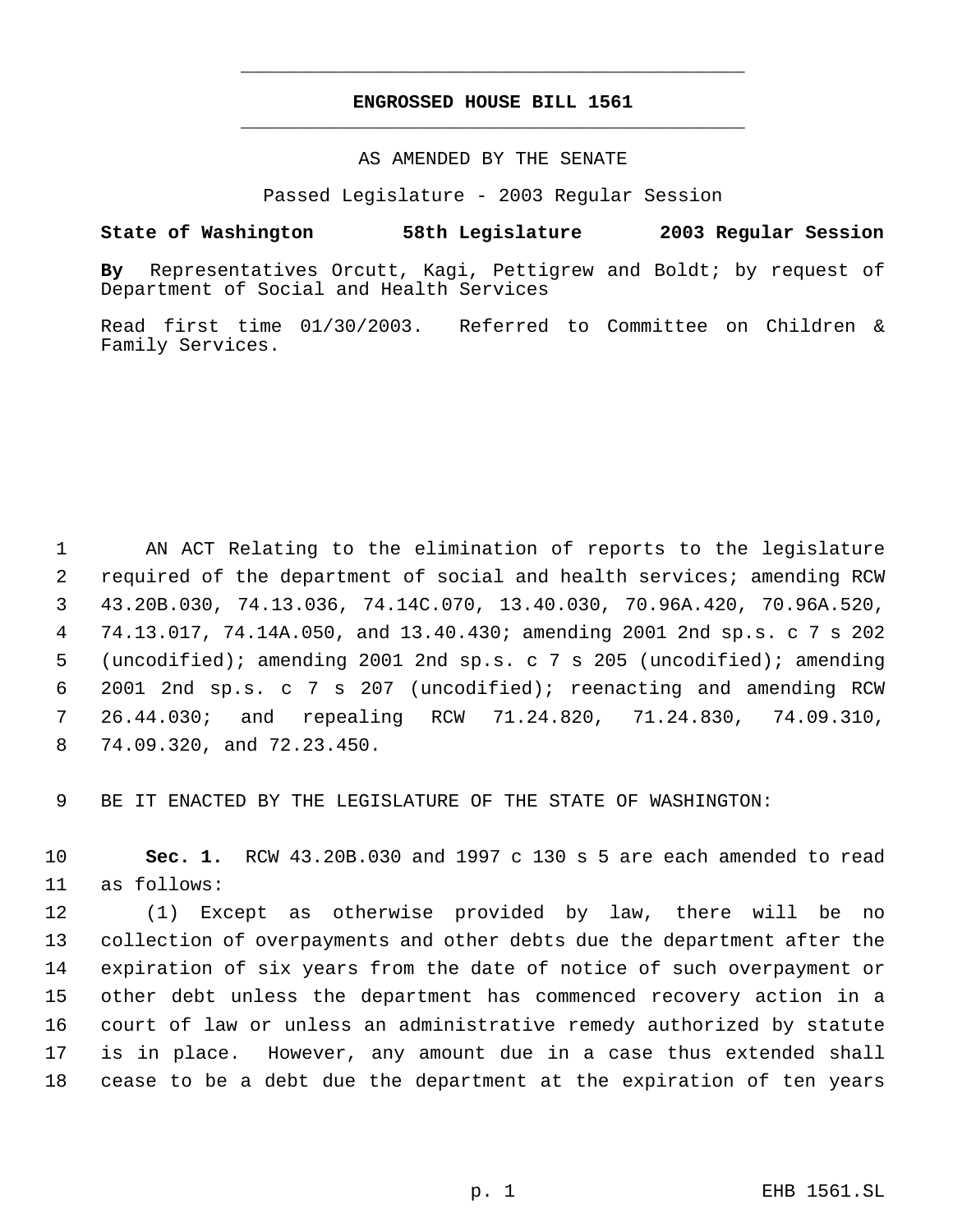# ENGROSSED HOUSE BILL 1561

AS AMENDED BY THE SENATE

Passed Legislature - 2003 Regular Session

**State of Washington 58th Legislature 2003 Regular Session**

**By** Representatives Orcutt, Kagi, Pettigrew and Boldt; by request of Department of Social and Health Services

Read first time 01/30/2003. Referred to Committee on Children & Family Services.

AN ACT Relating to the elimination of reports to the legislature required of the department of social and health services; amending RCW 43.20B.030, 74.13.036, 74.14C.070, 13.40.030, 70.96A.420, 70.96A.520, 74.13.017, 74.14A.050, and 13.40.430; amending 2001 2nd sp.s. c 7 s 202 (uncodified); amending 2001 2nd sp.s. c 7 s 205 (uncodified); amending 2001 2nd sp.s. c 7 s 207 (uncodified); reenacting and amending RCW 26.44.030; and repealing RCW 71.24.820, 71.24.830, 74.09.310, 74.09.320, and 72.23.450.

BE IT ENACTED BY THE LEGISLATURE OF THE STATE OF WASHINGTON:

**Sec. 1.** RCW 43.20B.030 and 1997 c 130 s 5 are each amended to read as follows:

(1) Except as otherwise provided by law, there will be no collection of overpayments and other debts due the department after the expiration of six years from the date of notice of such overpayment or other debt unless the department has commenced recovery action in a court of law or unless an administrative remedy authorized by statute is in place. However, any amount due in a case thus extended shall cease to be a debt due the department at the expiration of ten years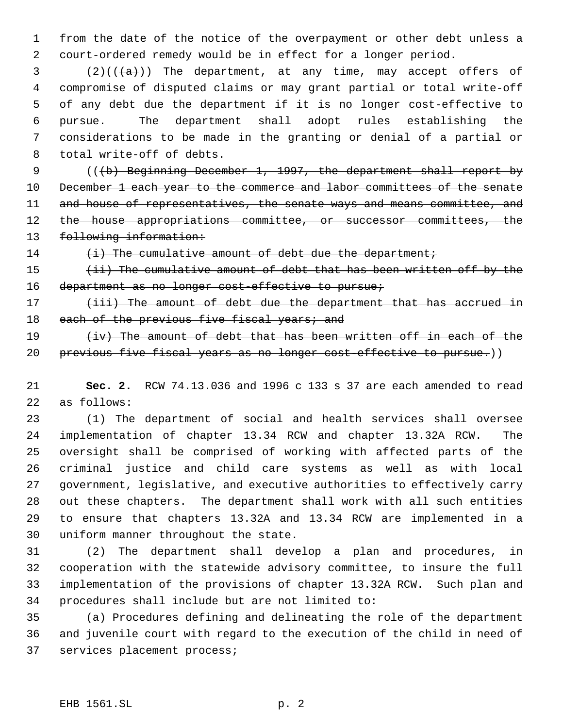from the date of the notice of the overpayment or other debt unless a court-ordered remedy would be in effect for a longer period.

(2)((~~(a)~~)) The department, at any time, may accept offers of compromise of disputed claims or may grant partial or total write-off of any debt due the department if it is no longer cost-effective to pursue. The department shall adopt rules establishing the considerations to be made in the granting or denial of a partial or total write-off of debts.

((~~(b) Beginning December 1, 1997, the department shall report by December 1 each year to the commerce and labor committees of the senate and house of representatives, the senate ways and means committee, and the house appropriations committee, or successor committees, the following information:~~

~~(i) The cumulative amount of debt due the department;~~

~~(ii) The cumulative amount of debt that has been written off by the department as no longer cost-effective to pursue;~~

~~(iii) The amount of debt due the department that has accrued in each of the previous five fiscal years; and~~

~~(iv) The amount of debt that has been written off in each of the previous five fiscal years as no longer cost-effective to pursue.~~))

**Sec. 2.** RCW 74.13.036 and 1996 c 133 s 37 are each amended to read as follows:

(1) The department of social and health services shall oversee implementation of chapter 13.34 RCW and chapter 13.32A RCW. The oversight shall be comprised of working with affected parts of the criminal justice and child care systems as well as with local government, legislative, and executive authorities to effectively carry out these chapters. The department shall work with all such entities to ensure that chapters 13.32A and 13.34 RCW are implemented in a uniform manner throughout the state.

(2) The department shall develop a plan and procedures, in cooperation with the statewide advisory committee, to insure the full implementation of the provisions of chapter 13.32A RCW. Such plan and procedures shall include but are not limited to:

(a) Procedures defining and delineating the role of the department and juvenile court with regard to the execution of the child in need of services placement process;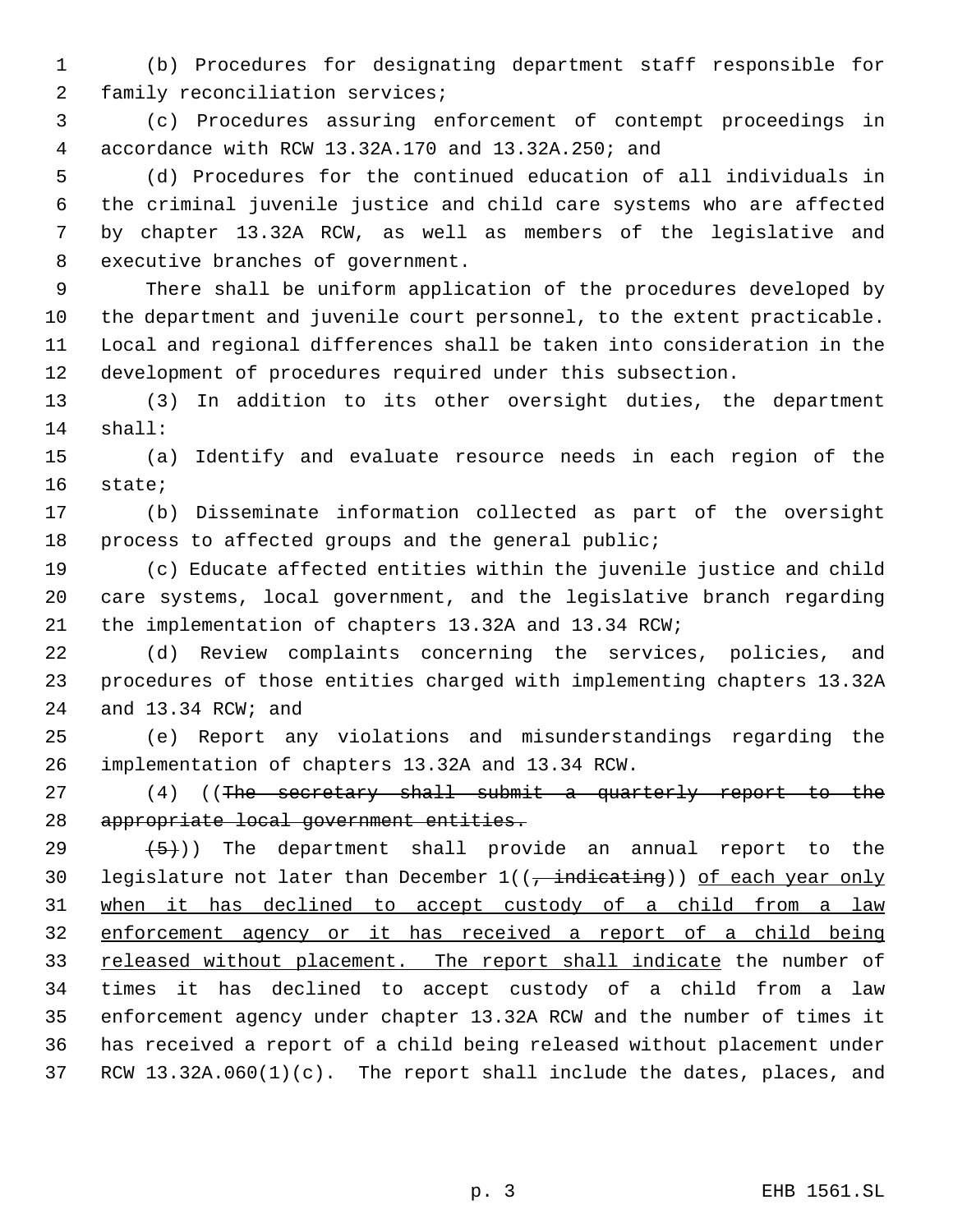(b) Procedures for designating department staff responsible for family reconciliation services;

(c) Procedures assuring enforcement of contempt proceedings in accordance with RCW 13.32A.170 and 13.32A.250; and

(d) Procedures for the continued education of all individuals in the criminal juvenile justice and child care systems who are affected by chapter 13.32A RCW, as well as members of the legislative and executive branches of government.

There shall be uniform application of the procedures developed by the department and juvenile court personnel, to the extent practicable. Local and regional differences shall be taken into consideration in the development of procedures required under this subsection.

(3) In addition to its other oversight duties, the department shall:

(a) Identify and evaluate resource needs in each region of the state;

(b) Disseminate information collected as part of the oversight process to affected groups and the general public;

(c) Educate affected entities within the juvenile justice and child care systems, local government, and the legislative branch regarding the implementation of chapters 13.32A and 13.34 RCW;

(d) Review complaints concerning the services, policies, and procedures of those entities charged with implementing chapters 13.32A and 13.34 RCW; and

(e) Report any violations and misunderstandings regarding the implementation of chapters 13.32A and 13.34 RCW.

(4) ((~~The secretary shall submit a quarterly report to the appropriate local government entities.~~

~~(5)~~)) The department shall provide an annual report to the legislature not later than December 1((~~, indicating~~)) <u>of each year only when it has declined to accept custody of a child from a law enforcement agency or it has received a report of a child being released without placement. The report shall indicate</u> the number of times it has declined to accept custody of a child from a law enforcement agency under chapter 13.32A RCW and the number of times it has received a report of a child being released without placement under RCW 13.32A.060(1)(c). The report shall include the dates, places, and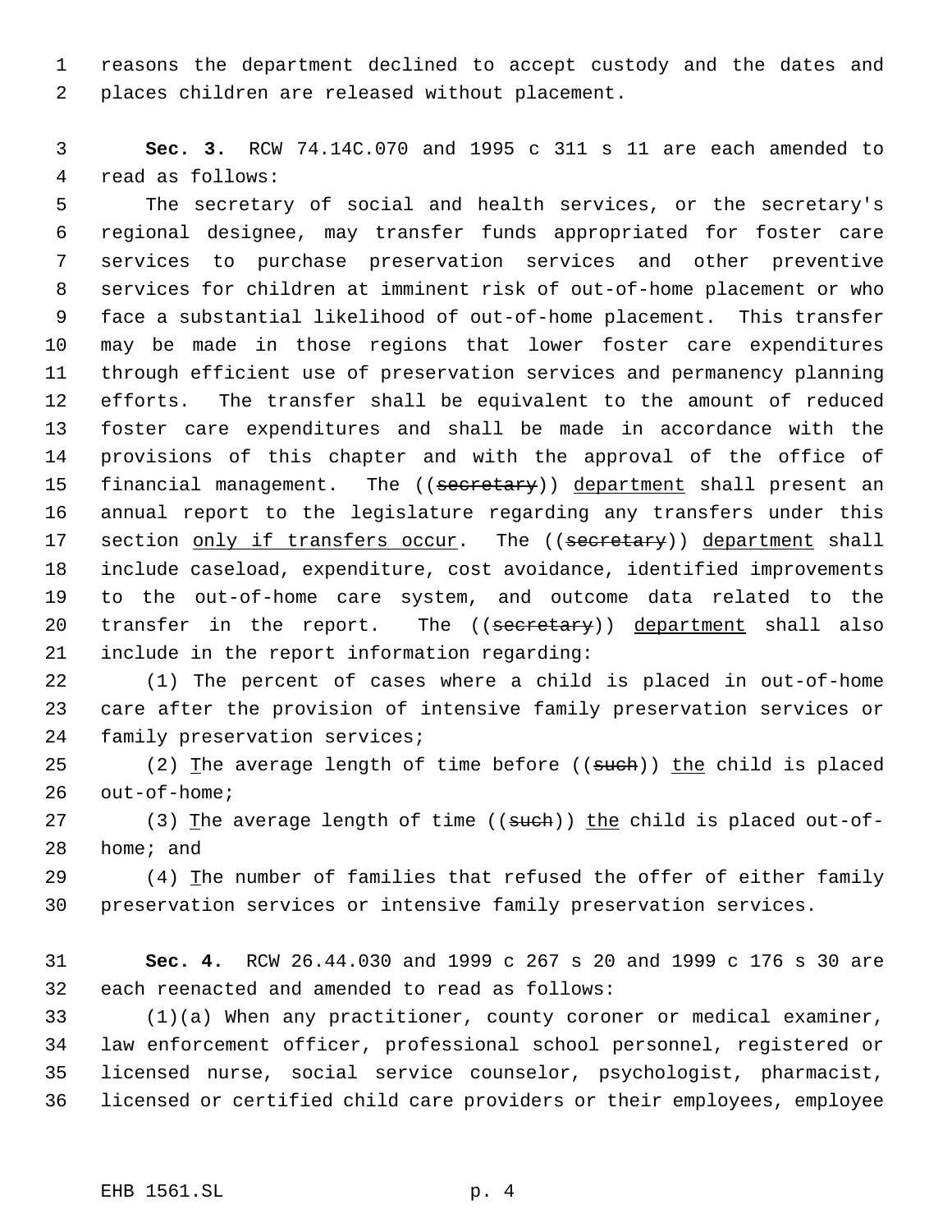reasons the department declined to accept custody and the dates and places children are released without placement.

**Sec. 3.** RCW 74.14C.070 and 1995 c 311 s 11 are each amended to read as follows:

The secretary of social and health services, or the secretary's regional designee, may transfer funds appropriated for foster care services to purchase preservation services and other preventive services for children at imminent risk of out-of-home placement or who face a substantial likelihood of out-of-home placement. This transfer may be made in those regions that lower foster care expenditures through efficient use of preservation services and permanency planning efforts. The transfer shall be equivalent to the amount of reduced foster care expenditures and shall be made in accordance with the provisions of this chapter and with the approval of the office of financial management. The ((~~secretary~~)) <u>department</u> shall present an annual report to the legislature regarding any transfers under this section <u>only if transfers occur</u>. The ((~~secretary~~)) <u>department</u> shall include caseload, expenditure, cost avoidance, identified improvements to the out-of-home care system, and outcome data related to the transfer in the report. The ((~~secretary~~)) <u>department</u> shall also include in the report information regarding:

(1) The percent of cases where a child is placed in out-of-home care after the provision of intensive family preservation services or family preservation services;

(2) <u>T</u>he average length of time before ((~~such~~)) <u>the</u> child is placed out-of-home;

(3) <u>T</u>he average length of time ((~~such~~)) <u>the</u> child is placed out-of-home; and

(4) <u>T</u>he number of families that refused the offer of either family preservation services or intensive family preservation services.

**Sec. 4.** RCW 26.44.030 and 1999 c 267 s 20 and 1999 c 176 s 30 are each reenacted and amended to read as follows:

(1)(a) When any practitioner, county coroner or medical examiner, law enforcement officer, professional school personnel, registered or licensed nurse, social service counselor, psychologist, pharmacist, licensed or certified child care providers or their employees, employee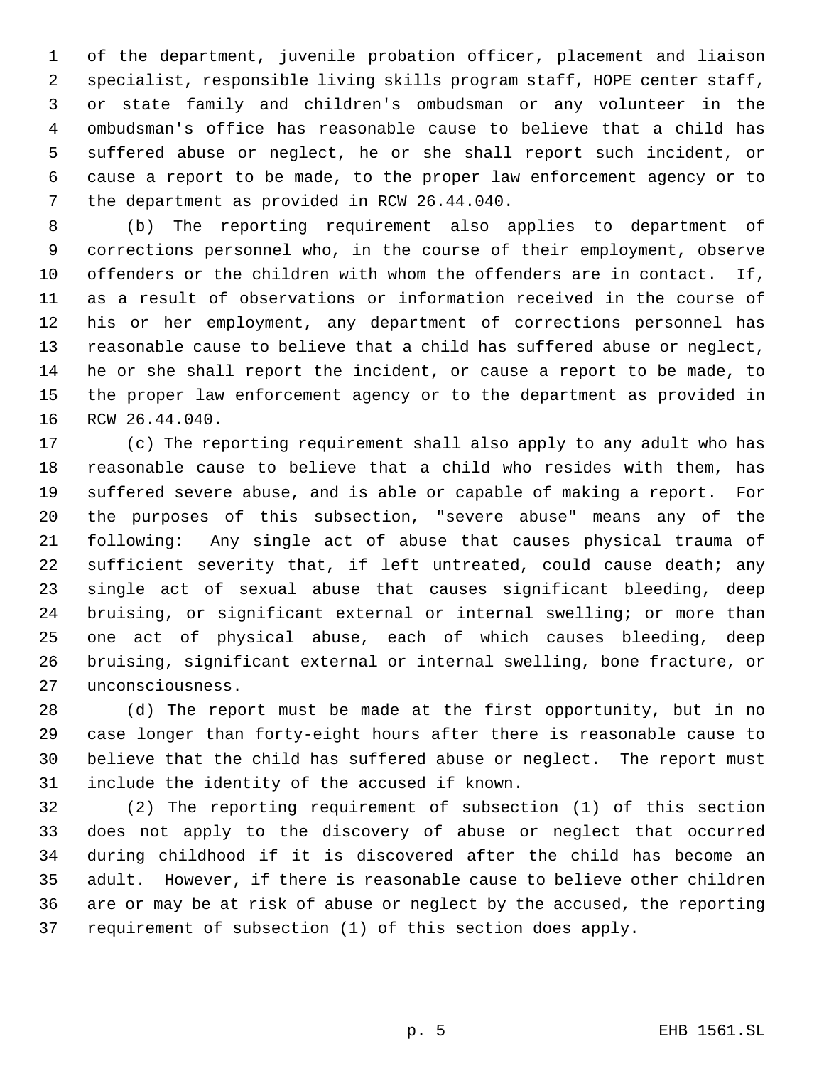of the department, juvenile probation officer, placement and liaison specialist, responsible living skills program staff, HOPE center staff, or state family and children's ombudsman or any volunteer in the ombudsman's office has reasonable cause to believe that a child has suffered abuse or neglect, he or she shall report such incident, or cause a report to be made, to the proper law enforcement agency or to the department as provided in RCW 26.44.040.

(b) The reporting requirement also applies to department of corrections personnel who, in the course of their employment, observe offenders or the children with whom the offenders are in contact. If, as a result of observations or information received in the course of his or her employment, any department of corrections personnel has reasonable cause to believe that a child has suffered abuse or neglect, he or she shall report the incident, or cause a report to be made, to the proper law enforcement agency or to the department as provided in RCW 26.44.040.

(c) The reporting requirement shall also apply to any adult who has reasonable cause to believe that a child who resides with them, has suffered severe abuse, and is able or capable of making a report. For the purposes of this subsection, "severe abuse" means any of the following: Any single act of abuse that causes physical trauma of sufficient severity that, if left untreated, could cause death; any single act of sexual abuse that causes significant bleeding, deep bruising, or significant external or internal swelling; or more than one act of physical abuse, each of which causes bleeding, deep bruising, significant external or internal swelling, bone fracture, or unconsciousness.

(d) The report must be made at the first opportunity, but in no case longer than forty-eight hours after there is reasonable cause to believe that the child has suffered abuse or neglect. The report must include the identity of the accused if known.

(2) The reporting requirement of subsection (1) of this section does not apply to the discovery of abuse or neglect that occurred during childhood if it is discovered after the child has become an adult. However, if there is reasonable cause to believe other children are or may be at risk of abuse or neglect by the accused, the reporting requirement of subsection (1) of this section does apply.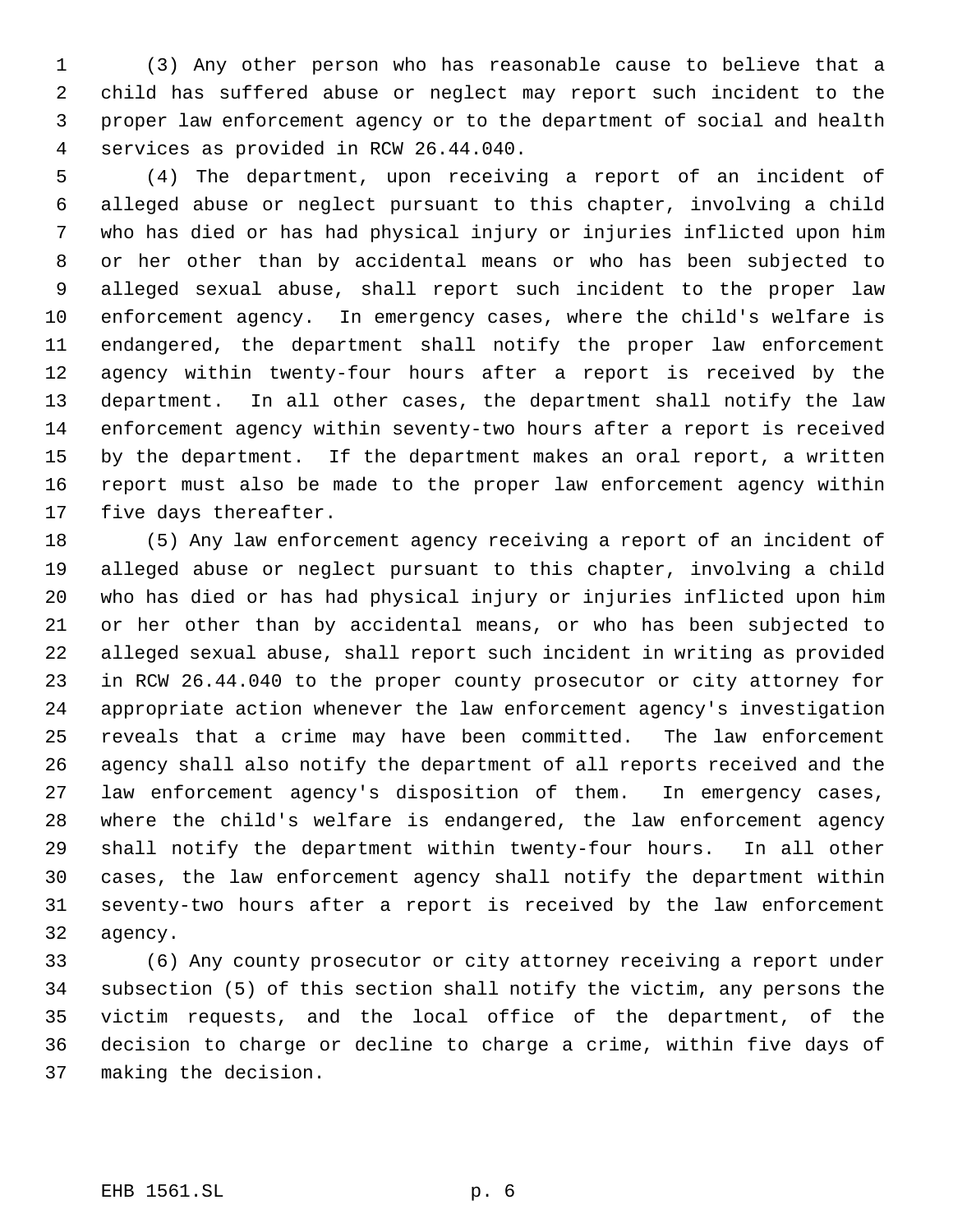(3) Any other person who has reasonable cause to believe that a child has suffered abuse or neglect may report such incident to the proper law enforcement agency or to the department of social and health services as provided in RCW 26.44.040.

(4) The department, upon receiving a report of an incident of alleged abuse or neglect pursuant to this chapter, involving a child who has died or has had physical injury or injuries inflicted upon him or her other than by accidental means or who has been subjected to alleged sexual abuse, shall report such incident to the proper law enforcement agency. In emergency cases, where the child's welfare is endangered, the department shall notify the proper law enforcement agency within twenty-four hours after a report is received by the department. In all other cases, the department shall notify the law enforcement agency within seventy-two hours after a report is received by the department. If the department makes an oral report, a written report must also be made to the proper law enforcement agency within five days thereafter.

(5) Any law enforcement agency receiving a report of an incident of alleged abuse or neglect pursuant to this chapter, involving a child who has died or has had physical injury or injuries inflicted upon him or her other than by accidental means, or who has been subjected to alleged sexual abuse, shall report such incident in writing as provided in RCW 26.44.040 to the proper county prosecutor or city attorney for appropriate action whenever the law enforcement agency's investigation reveals that a crime may have been committed. The law enforcement agency shall also notify the department of all reports received and the law enforcement agency's disposition of them. In emergency cases, where the child's welfare is endangered, the law enforcement agency shall notify the department within twenty-four hours. In all other cases, the law enforcement agency shall notify the department within seventy-two hours after a report is received by the law enforcement agency.

(6) Any county prosecutor or city attorney receiving a report under subsection (5) of this section shall notify the victim, any persons the victim requests, and the local office of the department, of the decision to charge or decline to charge a crime, within five days of making the decision.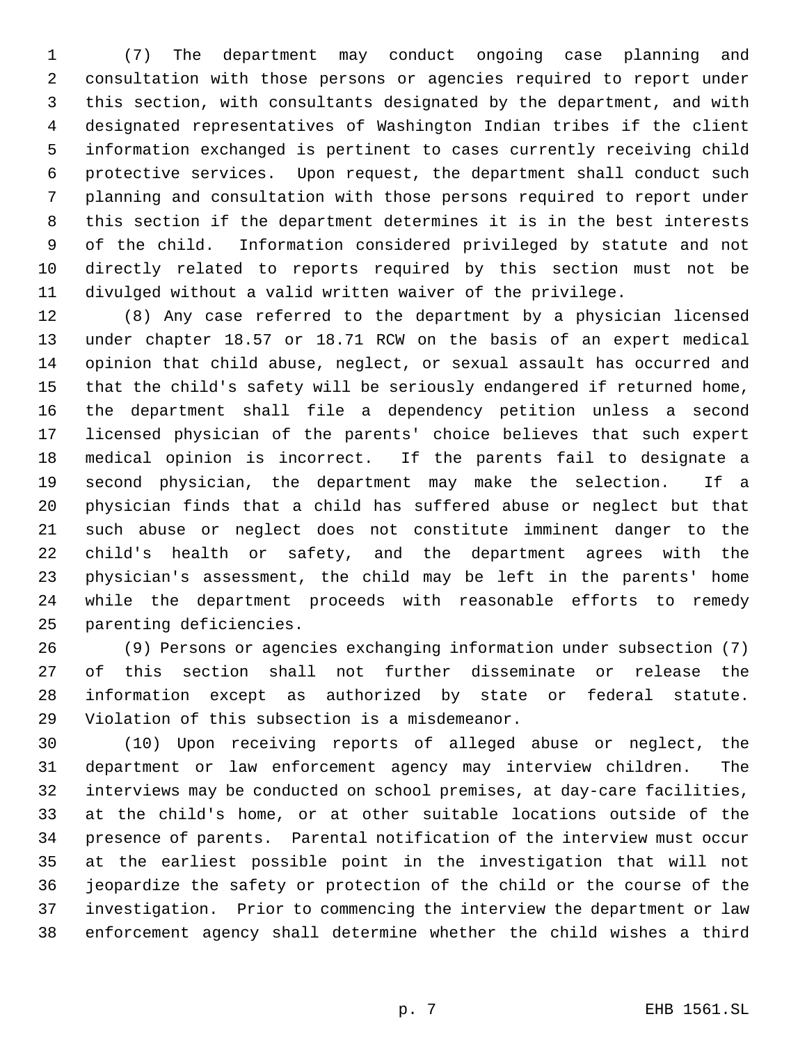(7) The department may conduct ongoing case planning and consultation with those persons or agencies required to report under this section, with consultants designated by the department, and with designated representatives of Washington Indian tribes if the client information exchanged is pertinent to cases currently receiving child protective services. Upon request, the department shall conduct such planning and consultation with those persons required to report under this section if the department determines it is in the best interests of the child. Information considered privileged by statute and not directly related to reports required by this section must not be divulged without a valid written waiver of the privilege.

(8) Any case referred to the department by a physician licensed under chapter 18.57 or 18.71 RCW on the basis of an expert medical opinion that child abuse, neglect, or sexual assault has occurred and that the child's safety will be seriously endangered if returned home, the department shall file a dependency petition unless a second licensed physician of the parents' choice believes that such expert medical opinion is incorrect. If the parents fail to designate a second physician, the department may make the selection. If a physician finds that a child has suffered abuse or neglect but that such abuse or neglect does not constitute imminent danger to the child's health or safety, and the department agrees with the physician's assessment, the child may be left in the parents' home while the department proceeds with reasonable efforts to remedy parenting deficiencies.

(9) Persons or agencies exchanging information under subsection (7) of this section shall not further disseminate or release the information except as authorized by state or federal statute. Violation of this subsection is a misdemeanor.

(10) Upon receiving reports of alleged abuse or neglect, the department or law enforcement agency may interview children. The interviews may be conducted on school premises, at day-care facilities, at the child's home, or at other suitable locations outside of the presence of parents. Parental notification of the interview must occur at the earliest possible point in the investigation that will not jeopardize the safety or protection of the child or the course of the investigation. Prior to commencing the interview the department or law enforcement agency shall determine whether the child wishes a third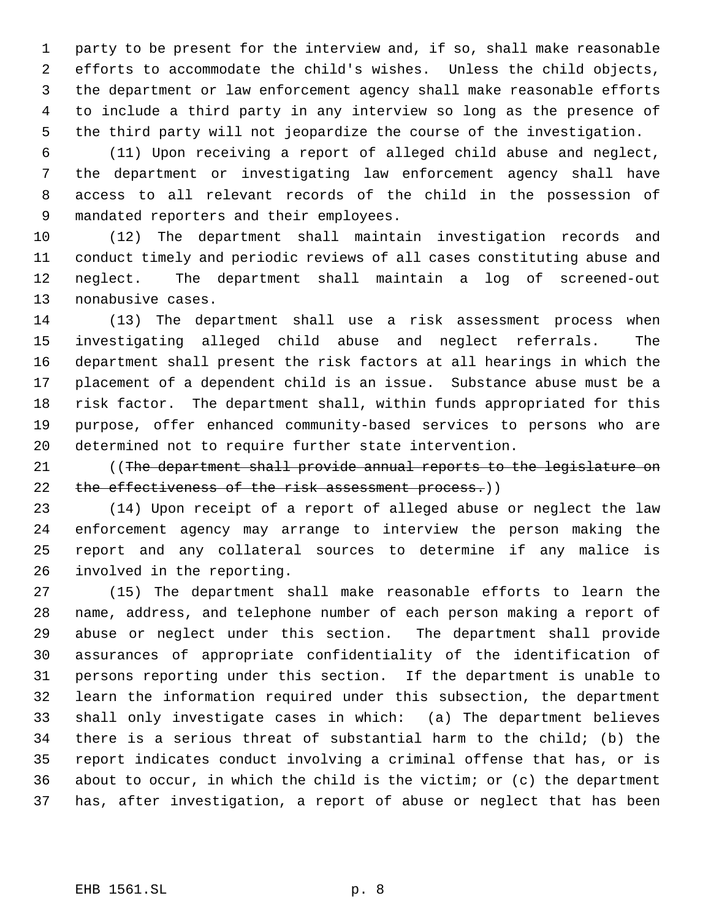party to be present for the interview and, if so, shall make reasonable efforts to accommodate the child's wishes. Unless the child objects, the department or law enforcement agency shall make reasonable efforts to include a third party in any interview so long as the presence of the third party will not jeopardize the course of the investigation.

(11) Upon receiving a report of alleged child abuse and neglect, the department or investigating law enforcement agency shall have access to all relevant records of the child in the possession of mandated reporters and their employees.

(12) The department shall maintain investigation records and conduct timely and periodic reviews of all cases constituting abuse and neglect. The department shall maintain a log of screened-out nonabusive cases.

(13) The department shall use a risk assessment process when investigating alleged child abuse and neglect referrals. The department shall present the risk factors at all hearings in which the placement of a dependent child is an issue. Substance abuse must be a risk factor. The department shall, within funds appropriated for this purpose, offer enhanced community-based services to persons who are determined not to require further state intervention.

((~~The department shall provide annual reports to the legislature on the effectiveness of the risk assessment process.~~))

(14) Upon receipt of a report of alleged abuse or neglect the law enforcement agency may arrange to interview the person making the report and any collateral sources to determine if any malice is involved in the reporting.

(15) The department shall make reasonable efforts to learn the name, address, and telephone number of each person making a report of abuse or neglect under this section. The department shall provide assurances of appropriate confidentiality of the identification of persons reporting under this section. If the department is unable to learn the information required under this subsection, the department shall only investigate cases in which: (a) The department believes there is a serious threat of substantial harm to the child; (b) the report indicates conduct involving a criminal offense that has, or is about to occur, in which the child is the victim; or (c) the department has, after investigation, a report of abuse or neglect that has been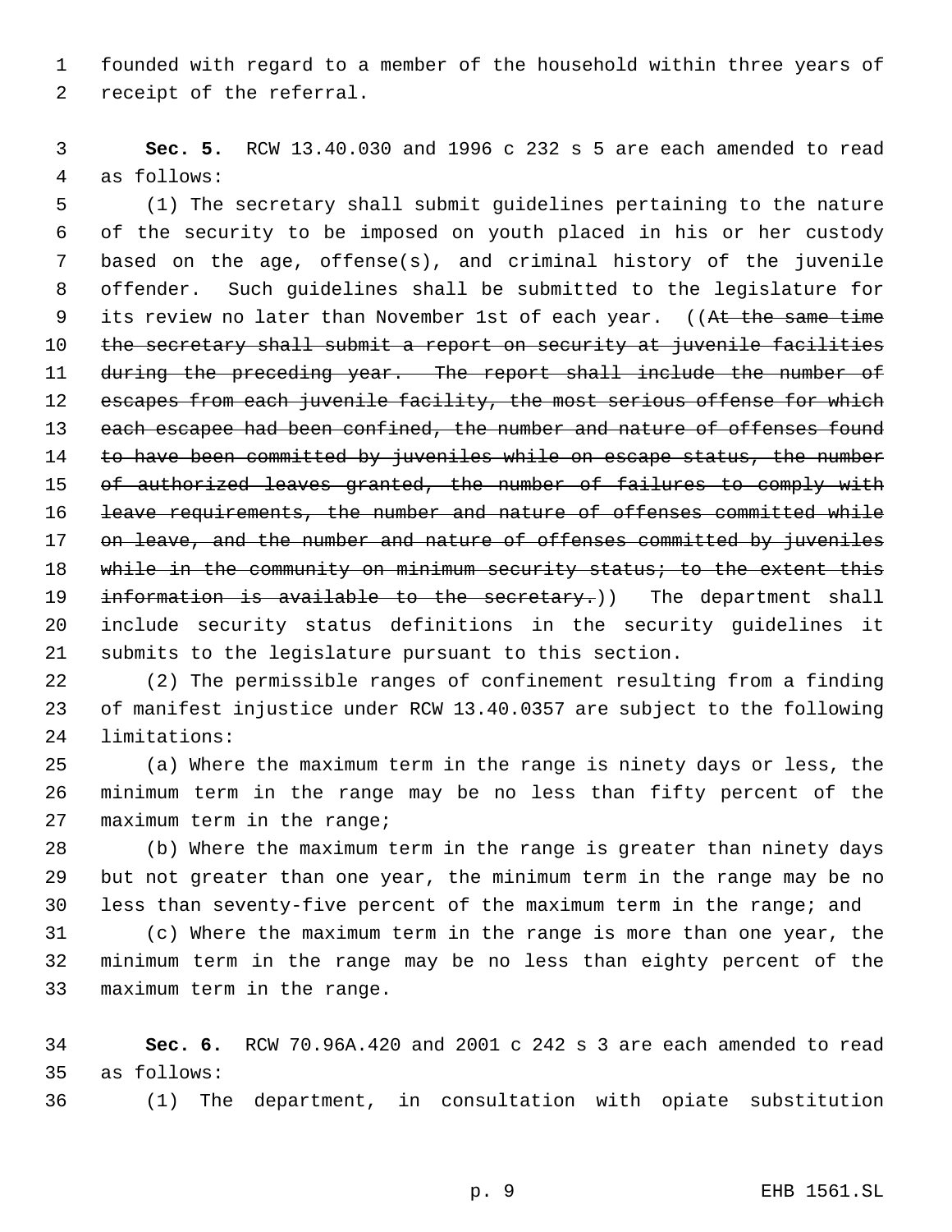founded with regard to a member of the household within three years of receipt of the referral.

**Sec. 5.** RCW 13.40.030 and 1996 c 232 s 5 are each amended to read as follows:

(1) The secretary shall submit guidelines pertaining to the nature of the security to be imposed on youth placed in his or her custody based on the age, offense(s), and criminal history of the juvenile offender. Such guidelines shall be submitted to the legislature for its review no later than November 1st of each year. ((~~At the same time the secretary shall submit a report on security at juvenile facilities during the preceding year. The report shall include the number of escapes from each juvenile facility, the most serious offense for which each escapee had been confined, the number and nature of offenses found to have been committed by juveniles while on escape status, the number of authorized leaves granted, the number of failures to comply with leave requirements, the number and nature of offenses committed while on leave, and the number and nature of offenses committed by juveniles while in the community on minimum security status; to the extent this information is available to the secretary.~~)) The department shall include security status definitions in the security guidelines it submits to the legislature pursuant to this section.

(2) The permissible ranges of confinement resulting from a finding of manifest injustice under RCW 13.40.0357 are subject to the following limitations:

(a) Where the maximum term in the range is ninety days or less, the minimum term in the range may be no less than fifty percent of the maximum term in the range;

(b) Where the maximum term in the range is greater than ninety days but not greater than one year, the minimum term in the range may be no less than seventy-five percent of the maximum term in the range; and

(c) Where the maximum term in the range is more than one year, the minimum term in the range may be no less than eighty percent of the maximum term in the range.

**Sec. 6.** RCW 70.96A.420 and 2001 c 242 s 3 are each amended to read as follows:

(1) The department, in consultation with opiate substitution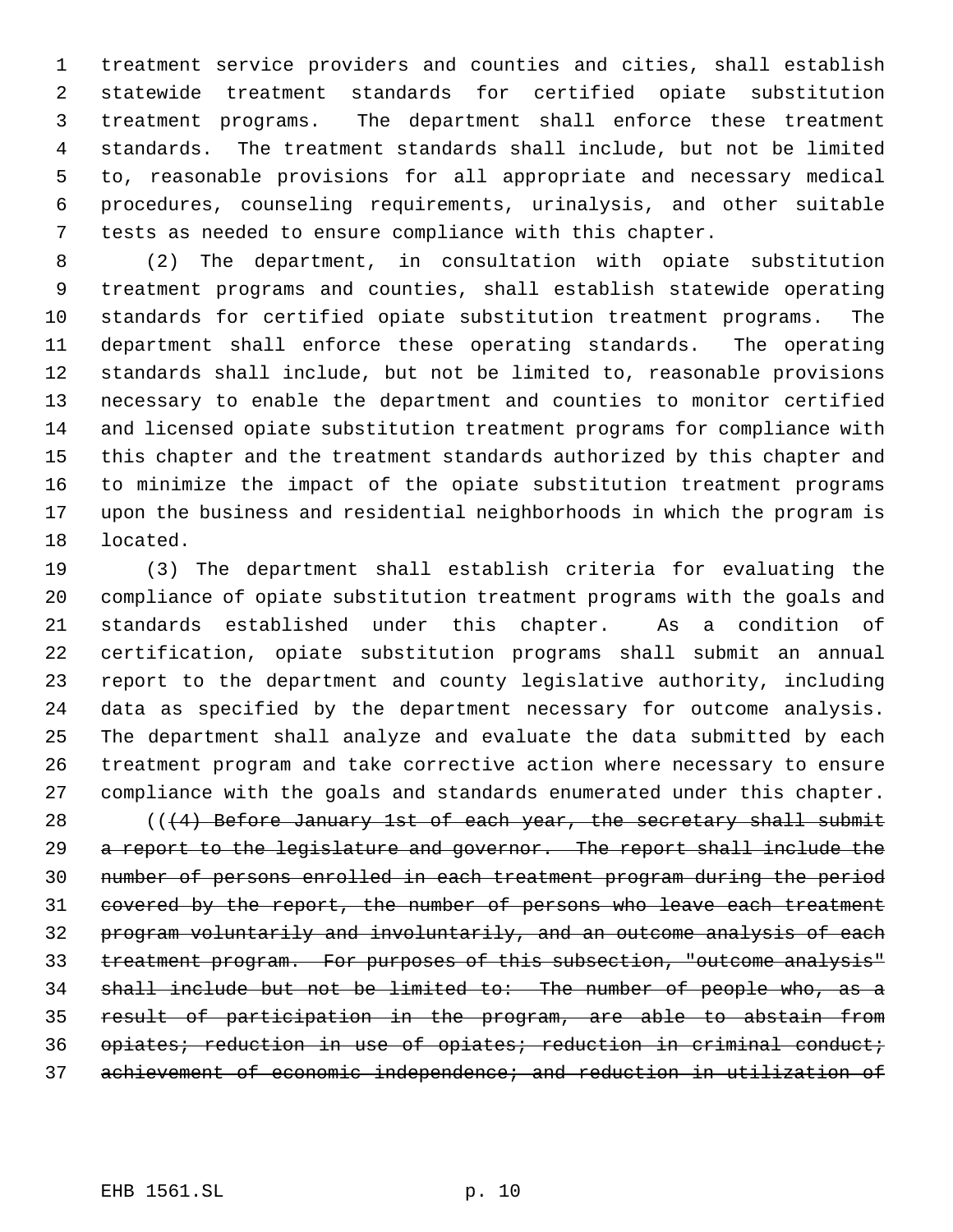treatment service providers and counties and cities, shall establish statewide treatment standards for certified opiate substitution treatment programs. The department shall enforce these treatment standards. The treatment standards shall include, but not be limited to, reasonable provisions for all appropriate and necessary medical procedures, counseling requirements, urinalysis, and other suitable tests as needed to ensure compliance with this chapter.

(2) The department, in consultation with opiate substitution treatment programs and counties, shall establish statewide operating standards for certified opiate substitution treatment programs. The department shall enforce these operating standards. The operating standards shall include, but not be limited to, reasonable provisions necessary to enable the department and counties to monitor certified and licensed opiate substitution treatment programs for compliance with this chapter and the treatment standards authorized by this chapter and to minimize the impact of the opiate substitution treatment programs upon the business and residential neighborhoods in which the program is located.

(3) The department shall establish criteria for evaluating the compliance of opiate substitution treatment programs with the goals and standards established under this chapter. As a condition of certification, opiate substitution programs shall submit an annual report to the department and county legislative authority, including data as specified by the department necessary for outcome analysis. The department shall analyze and evaluate the data submitted by each treatment program and take corrective action where necessary to ensure compliance with the goals and standards enumerated under this chapter.

((~~(4) Before January 1st of each year, the secretary shall submit a report to the legislature and governor. The report shall include the number of persons enrolled in each treatment program during the period covered by the report, the number of persons who leave each treatment program voluntarily and involuntarily, and an outcome analysis of each treatment program. For purposes of this subsection, "outcome analysis" shall include but not be limited to: The number of people who, as a result of participation in the program, are able to abstain from opiates; reduction in use of opiates; reduction in criminal conduct; achievement of economic independence; and reduction in utilization of~~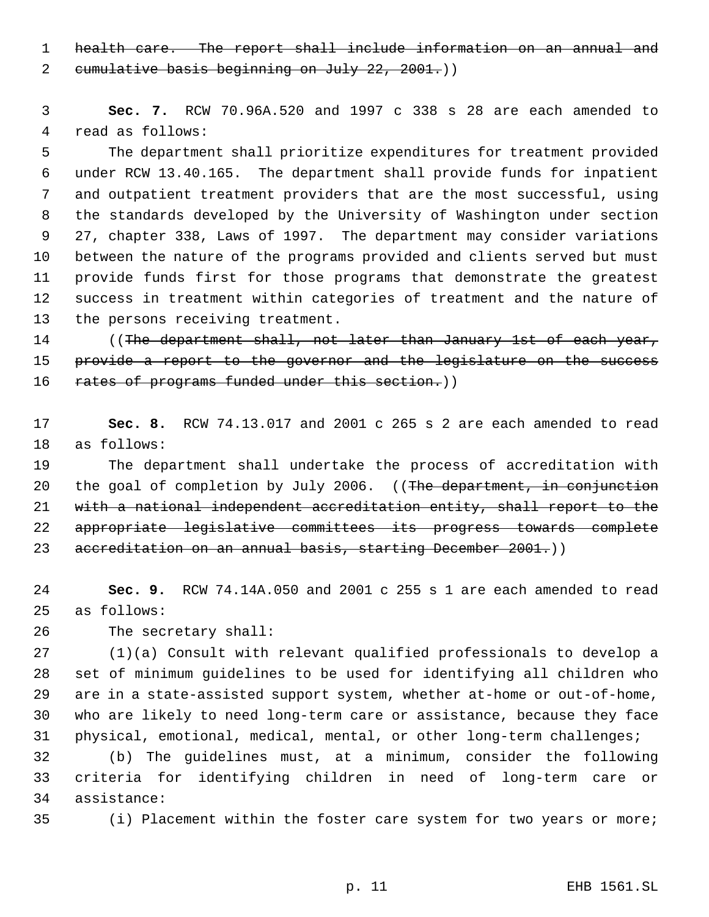~~health care. The report shall include information on an annual and cumulative basis beginning on July 22, 2001.~~))

**Sec. 7.** RCW 70.96A.520 and 1997 c 338 s 28 are each amended to read as follows:

The department shall prioritize expenditures for treatment provided under RCW 13.40.165. The department shall provide funds for inpatient and outpatient treatment providers that are the most successful, using the standards developed by the University of Washington under section 27, chapter 338, Laws of 1997. The department may consider variations between the nature of the programs provided and clients served but must provide funds first for those programs that demonstrate the greatest success in treatment within categories of treatment and the nature of the persons receiving treatment.

((~~The department shall, not later than January 1st of each year, provide a report to the governor and the legislature on the success rates of programs funded under this section.~~))

**Sec. 8.** RCW 74.13.017 and 2001 c 265 s 2 are each amended to read as follows:

The department shall undertake the process of accreditation with the goal of completion by July 2006. ((~~The department, in conjunction with a national independent accreditation entity, shall report to the appropriate legislative committees its progress towards complete accreditation on an annual basis, starting December 2001.~~))

**Sec. 9.** RCW 74.14A.050 and 2001 c 255 s 1 are each amended to read as follows:

The secretary shall:

(1)(a) Consult with relevant qualified professionals to develop a set of minimum guidelines to be used for identifying all children who are in a state-assisted support system, whether at-home or out-of-home, who are likely to need long-term care or assistance, because they face physical, emotional, medical, mental, or other long-term challenges;

(b) The guidelines must, at a minimum, consider the following criteria for identifying children in need of long-term care or assistance:

(i) Placement within the foster care system for two years or more;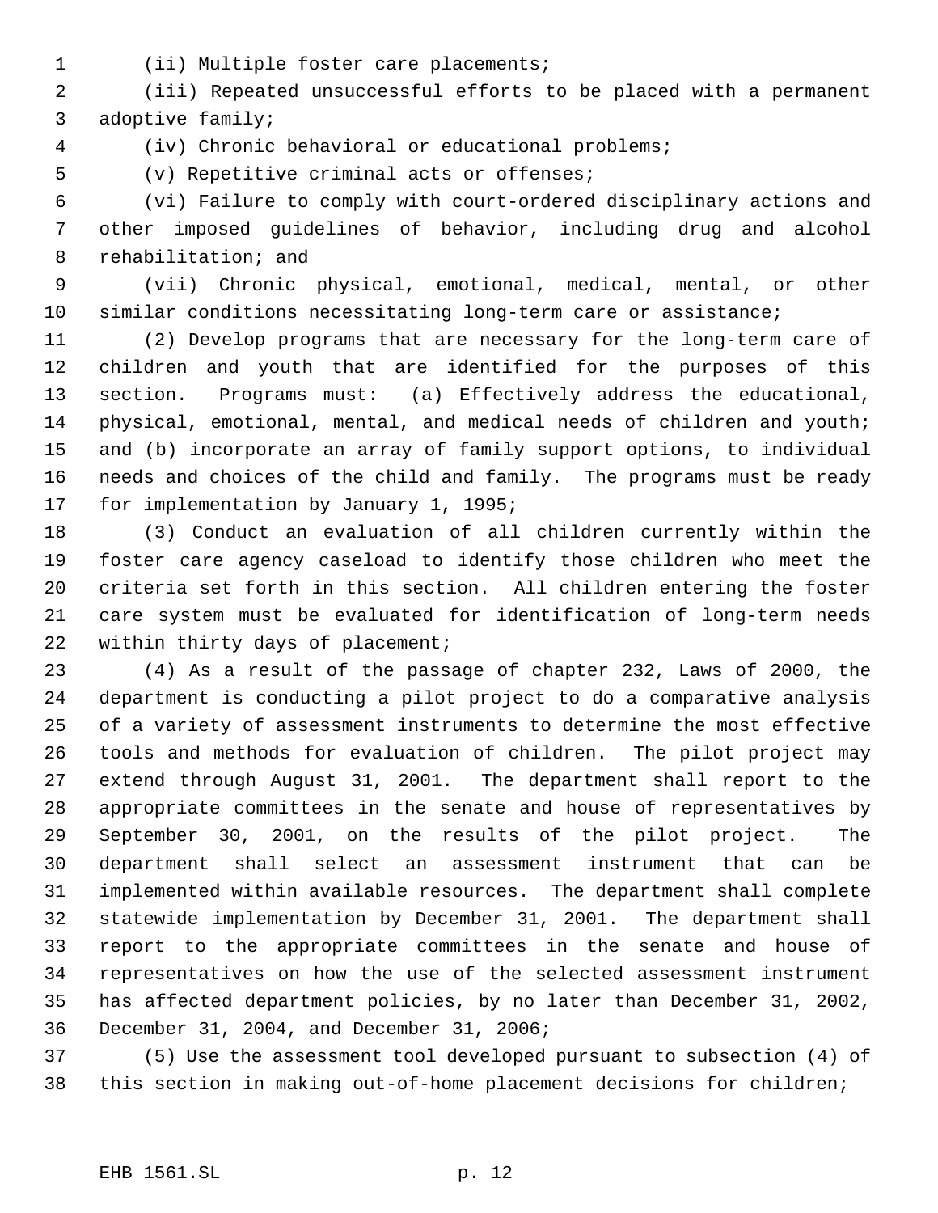(ii) Multiple foster care placements;

(iii) Repeated unsuccessful efforts to be placed with a permanent adoptive family;

(iv) Chronic behavioral or educational problems;

(v) Repetitive criminal acts or offenses;

(vi) Failure to comply with court-ordered disciplinary actions and other imposed guidelines of behavior, including drug and alcohol rehabilitation; and

(vii) Chronic physical, emotional, medical, mental, or other similar conditions necessitating long-term care or assistance;

(2) Develop programs that are necessary for the long-term care of children and youth that are identified for the purposes of this section. Programs must: (a) Effectively address the educational, physical, emotional, mental, and medical needs of children and youth; and (b) incorporate an array of family support options, to individual needs and choices of the child and family. The programs must be ready for implementation by January 1, 1995;

(3) Conduct an evaluation of all children currently within the foster care agency caseload to identify those children who meet the criteria set forth in this section. All children entering the foster care system must be evaluated for identification of long-term needs within thirty days of placement;

(4) As a result of the passage of chapter 232, Laws of 2000, the department is conducting a pilot project to do a comparative analysis of a variety of assessment instruments to determine the most effective tools and methods for evaluation of children. The pilot project may extend through August 31, 2001. The department shall report to the appropriate committees in the senate and house of representatives by September 30, 2001, on the results of the pilot project. The department shall select an assessment instrument that can be implemented within available resources. The department shall complete statewide implementation by December 31, 2001. The department shall report to the appropriate committees in the senate and house of representatives on how the use of the selected assessment instrument has affected department policies, by no later than December 31, 2002, December 31, 2004, and December 31, 2006;

(5) Use the assessment tool developed pursuant to subsection (4) of this section in making out-of-home placement decisions for children;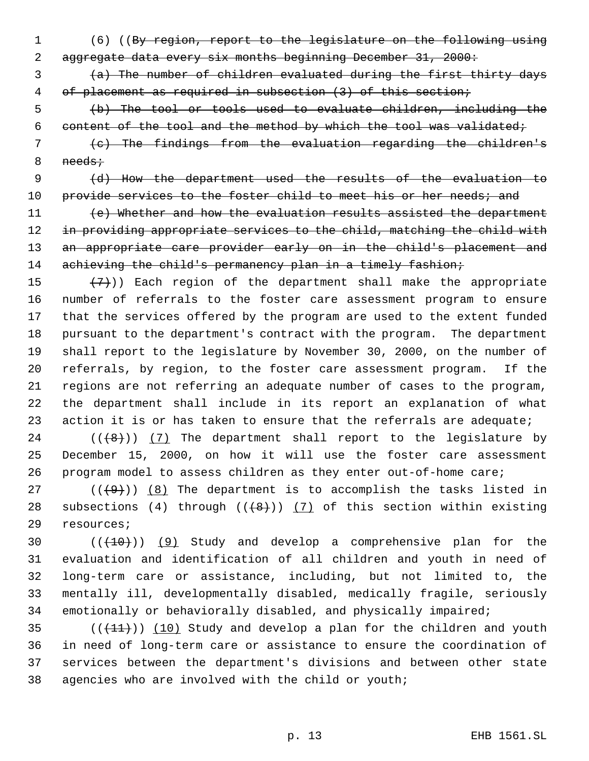(6) ((~~By region, report to the legislature on the following using aggregate data every six months beginning December 31, 2000:~~

~~(a) The number of children evaluated during the first thirty days of placement as required in subsection (3) of this section;~~

~~(b) The tool or tools used to evaluate children, including the content of the tool and the method by which the tool was validated;~~

~~(c) The findings from the evaluation regarding the children's needs;~~

~~(d) How the department used the results of the evaluation to provide services to the foster child to meet his or her needs; and~~

~~(e) Whether and how the evaluation results assisted the department in providing appropriate services to the child, matching the child with an appropriate care provider early on in the child's placement and achieving the child's permanency plan in a timely fashion;~~

~~(7)~~)) Each region of the department shall make the appropriate number of referrals to the foster care assessment program to ensure that the services offered by the program are used to the extent funded pursuant to the department's contract with the program. The department shall report to the legislature by November 30, 2000, on the number of referrals, by region, to the foster care assessment program. If the regions are not referring an adequate number of cases to the program, the department shall include in its report an explanation of what action it is or has taken to ensure that the referrals are adequate;

((~~(8)~~)) (7) The department shall report to the legislature by December 15, 2000, on how it will use the foster care assessment program model to assess children as they enter out-of-home care;

((~~(9)~~)) (8) The department is to accomplish the tasks listed in subsections (4) through ((~~(8)~~)) (7) of this section within existing resources;

((~~(10)~~)) (9) Study and develop a comprehensive plan for the evaluation and identification of all children and youth in need of long-term care or assistance, including, but not limited to, the mentally ill, developmentally disabled, medically fragile, seriously emotionally or behaviorally disabled, and physically impaired;

((~~(11)~~)) (10) Study and develop a plan for the children and youth in need of long-term care or assistance to ensure the coordination of services between the department's divisions and between other state agencies who are involved with the child or youth;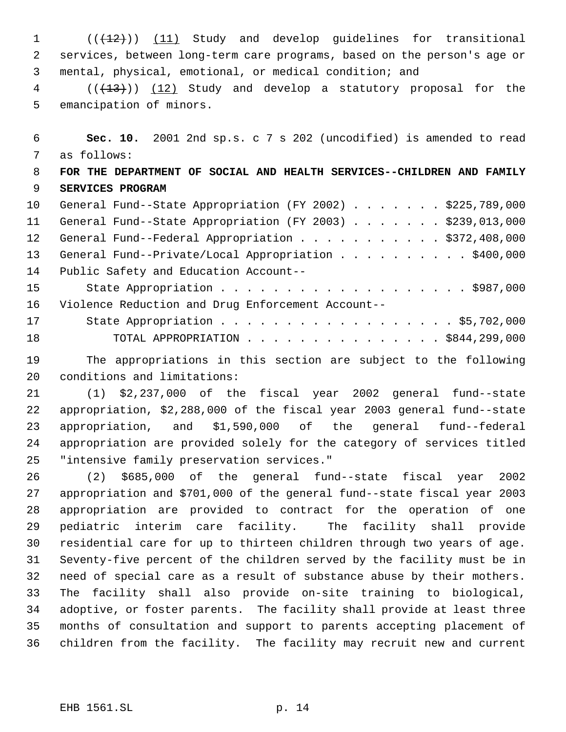(((12))) (11) Study and develop guidelines for transitional services, between long-term care programs, based on the person's age or mental, physical, emotional, or medical condition; and

(((13))) (12) Study and develop a statutory proposal for the emancipation of minors.

**Sec. 10.** 2001 2nd sp.s. c 7 s 202 (uncodified) is amended to read as follows:

**FOR THE DEPARTMENT OF SOCIAL AND HEALTH SERVICES--CHILDREN AND FAMILY SERVICES PROGRAM**

General Fund--State Appropriation (FY 2002) . . . . . . . $225,789,000
General Fund--State Appropriation (FY 2003) . . . . . . . $239,013,000
General Fund--Federal Appropriation . . . . . . . . . . . $372,408,000
General Fund--Private/Local Appropriation . . . . . . . . . . $400,000
Public Safety and Education Account--
State Appropriation . . . . . . . . . . . . . . . . . . . . $987,000
Violence Reduction and Drug Enforcement Account--
State Appropriation . . . . . . . . . . . . . . . . . . $5,702,000
TOTAL APPROPRIATION . . . . . . . . . . . . . . . . $844,299,000

The appropriations in this section are subject to the following conditions and limitations:

(1) $2,237,000 of the fiscal year 2002 general fund--state appropriation, $2,288,000 of the fiscal year 2003 general fund--state appropriation, and $1,590,000 of the general fund--federal appropriation are provided solely for the category of services titled "intensive family preservation services."

(2) $685,000 of the general fund--state fiscal year 2002 appropriation and $701,000 of the general fund--state fiscal year 2003 appropriation are provided to contract for the operation of one pediatric interim care facility. The facility shall provide residential care for up to thirteen children through two years of age. Seventy-five percent of the children served by the facility must be in need of special care as a result of substance abuse by their mothers. The facility shall also provide on-site training to biological, adoptive, or foster parents. The facility shall provide at least three months of consultation and support to parents accepting placement of children from the facility. The facility may recruit new and current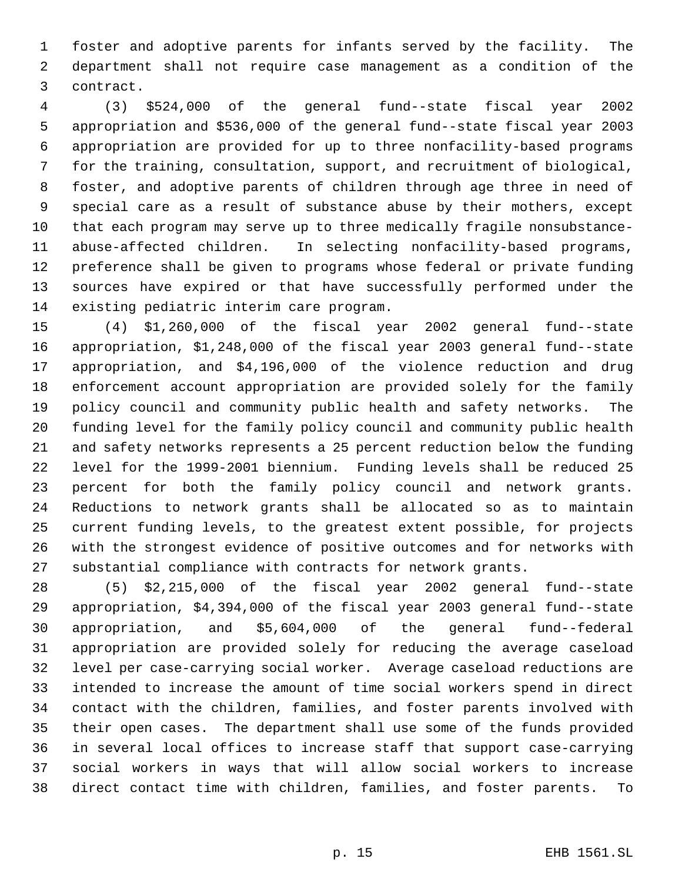foster and adoptive parents for infants served by the facility. The department shall not require case management as a condition of the contract.

(3) $524,000 of the general fund--state fiscal year 2002 appropriation and $536,000 of the general fund--state fiscal year 2003 appropriation are provided for up to three nonfacility-based programs for the training, consultation, support, and recruitment of biological, foster, and adoptive parents of children through age three in need of special care as a result of substance abuse by their mothers, except that each program may serve up to three medically fragile nonsubstance-abuse-affected children. In selecting nonfacility-based programs, preference shall be given to programs whose federal or private funding sources have expired or that have successfully performed under the existing pediatric interim care program.

(4) $1,260,000 of the fiscal year 2002 general fund--state appropriation, $1,248,000 of the fiscal year 2003 general fund--state appropriation, and $4,196,000 of the violence reduction and drug enforcement account appropriation are provided solely for the family policy council and community public health and safety networks. The funding level for the family policy council and community public health and safety networks represents a 25 percent reduction below the funding level for the 1999-2001 biennium. Funding levels shall be reduced 25 percent for both the family policy council and network grants. Reductions to network grants shall be allocated so as to maintain current funding levels, to the greatest extent possible, for projects with the strongest evidence of positive outcomes and for networks with substantial compliance with contracts for network grants.

(5) $2,215,000 of the fiscal year 2002 general fund--state appropriation, $4,394,000 of the fiscal year 2003 general fund--state appropriation, and $5,604,000 of the general fund--federal appropriation are provided solely for reducing the average caseload level per case-carrying social worker. Average caseload reductions are intended to increase the amount of time social workers spend in direct contact with the children, families, and foster parents involved with their open cases. The department shall use some of the funds provided in several local offices to increase staff that support case-carrying social workers in ways that will allow social workers to increase direct contact time with children, families, and foster parents. To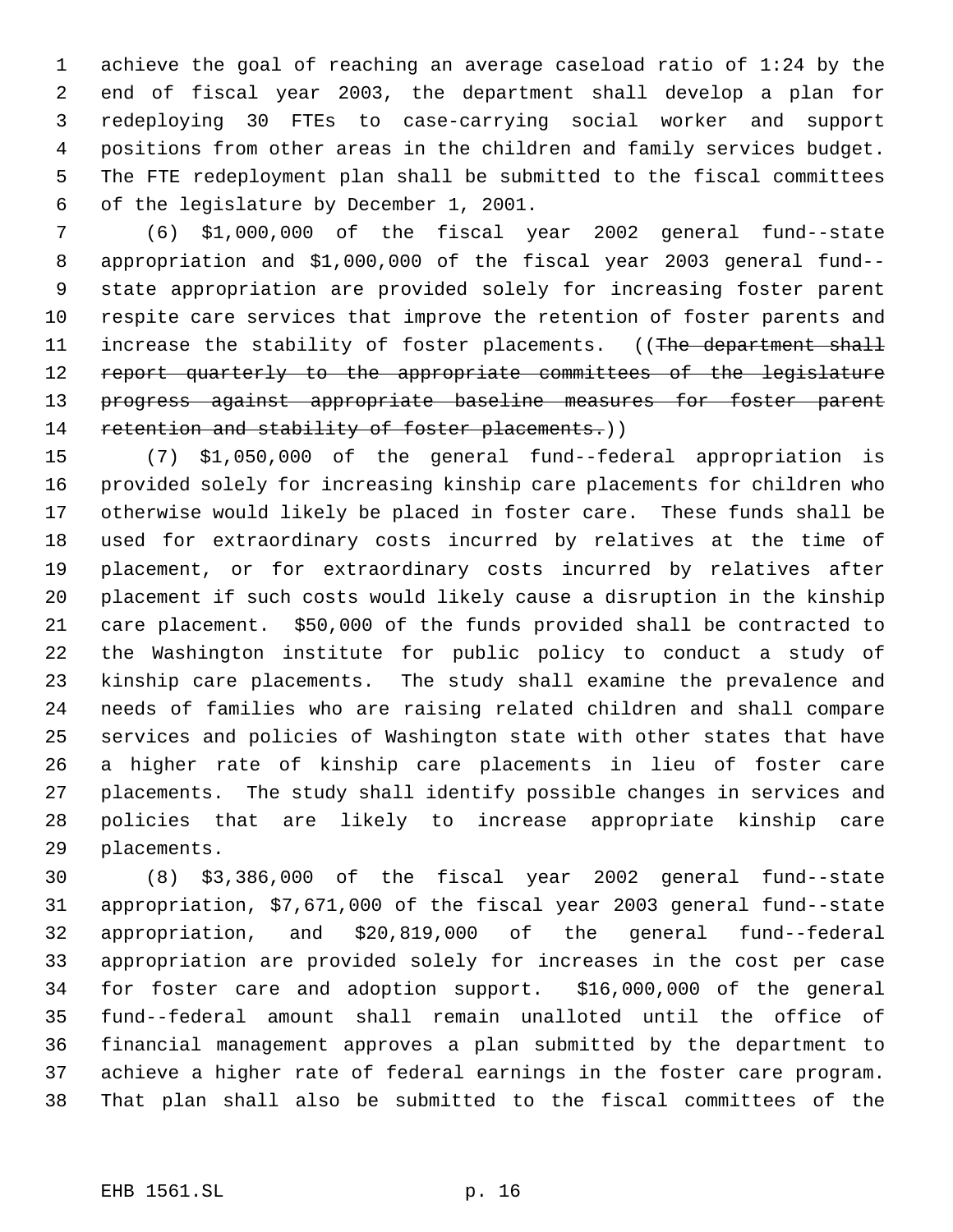achieve the goal of reaching an average caseload ratio of 1:24 by the end of fiscal year 2003, the department shall develop a plan for redeploying 30 FTEs to case-carrying social worker and support positions from other areas in the children and family services budget. The FTE redeployment plan shall be submitted to the fiscal committees of the legislature by December 1, 2001.

(6) $1,000,000 of the fiscal year 2002 general fund--state appropriation and $1,000,000 of the fiscal year 2003 general fund--state appropriation are provided solely for increasing foster parent respite care services that improve the retention of foster parents and increase the stability of foster placements. ((~~The department shall report quarterly to the appropriate committees of the legislature progress against appropriate baseline measures for foster parent retention and stability of foster placements.~~))

(7) $1,050,000 of the general fund--federal appropriation is provided solely for increasing kinship care placements for children who otherwise would likely be placed in foster care. These funds shall be used for extraordinary costs incurred by relatives at the time of placement, or for extraordinary costs incurred by relatives after placement if such costs would likely cause a disruption in the kinship care placement. $50,000 of the funds provided shall be contracted to the Washington institute for public policy to conduct a study of kinship care placements. The study shall examine the prevalence and needs of families who are raising related children and shall compare services and policies of Washington state with other states that have a higher rate of kinship care placements in lieu of foster care placements. The study shall identify possible changes in services and policies that are likely to increase appropriate kinship care placements.

(8) $3,386,000 of the fiscal year 2002 general fund--state appropriation, $7,671,000 of the fiscal year 2003 general fund--state appropriation, and $20,819,000 of the general fund--federal appropriation are provided solely for increases in the cost per case for foster care and adoption support. $16,000,000 of the general fund--federal amount shall remain unalloted until the office of financial management approves a plan submitted by the department to achieve a higher rate of federal earnings in the foster care program. That plan shall also be submitted to the fiscal committees of the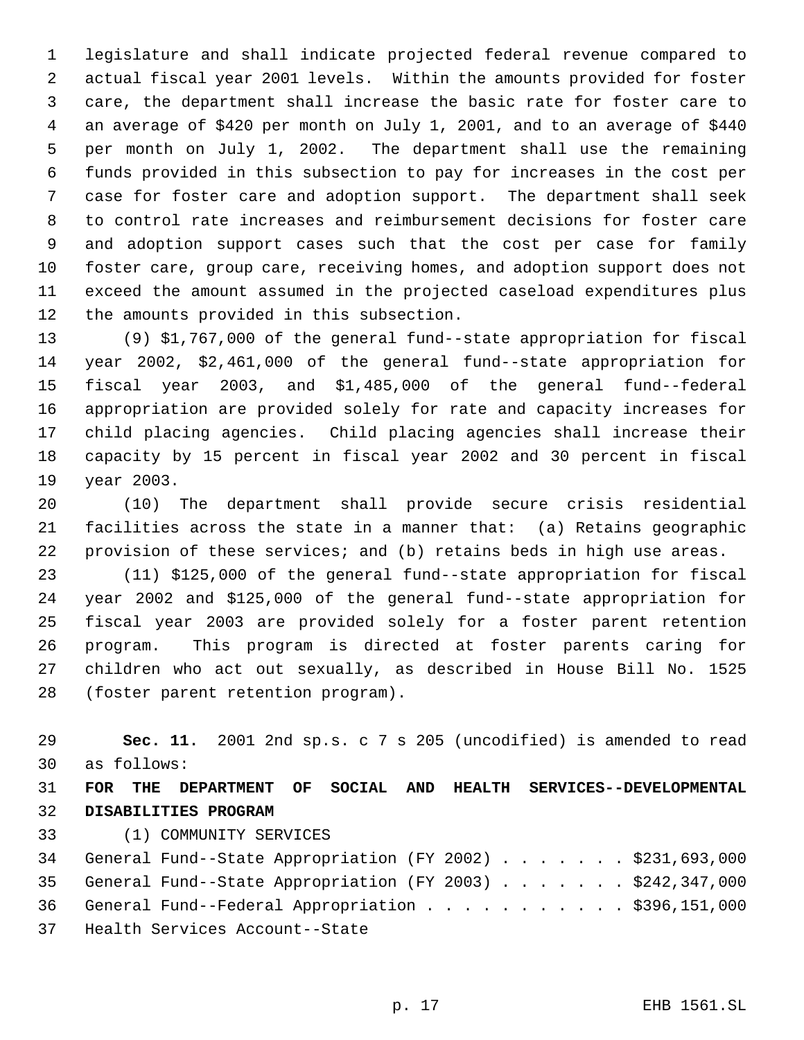legislature and shall indicate projected federal revenue compared to actual fiscal year 2001 levels. Within the amounts provided for foster care, the department shall increase the basic rate for foster care to an average of $420 per month on July 1, 2001, and to an average of $440 per month on July 1, 2002. The department shall use the remaining funds provided in this subsection to pay for increases in the cost per case for foster care and adoption support. The department shall seek to control rate increases and reimbursement decisions for foster care and adoption support cases such that the cost per case for family foster care, group care, receiving homes, and adoption support does not exceed the amount assumed in the projected caseload expenditures plus the amounts provided in this subsection.

(9) $1,767,000 of the general fund--state appropriation for fiscal year 2002, $2,461,000 of the general fund--state appropriation for fiscal year 2003, and $1,485,000 of the general fund--federal appropriation are provided solely for rate and capacity increases for child placing agencies. Child placing agencies shall increase their capacity by 15 percent in fiscal year 2002 and 30 percent in fiscal year 2003.

(10) The department shall provide secure crisis residential facilities across the state in a manner that: (a) Retains geographic provision of these services; and (b) retains beds in high use areas.

(11) $125,000 of the general fund--state appropriation for fiscal year 2002 and $125,000 of the general fund--state appropriation for fiscal year 2003 are provided solely for a foster parent retention program. This program is directed at foster parents caring for children who act out sexually, as described in House Bill No. 1525 (foster parent retention program).

**Sec. 11.** 2001 2nd sp.s. c 7 s 205 (uncodified) is amended to read as follows:

**FOR THE DEPARTMENT OF SOCIAL AND HEALTH SERVICES--DEVELOPMENTAL DISABILITIES PROGRAM**

(1) COMMUNITY SERVICES

General Fund--State Appropriation (FY 2002) . . . . . . . $231,693,000
General Fund--State Appropriation (FY 2003) . . . . . . . $242,347,000
General Fund--Federal Appropriation . . . . . . . . . . . $396,151,000
Health Services Account--State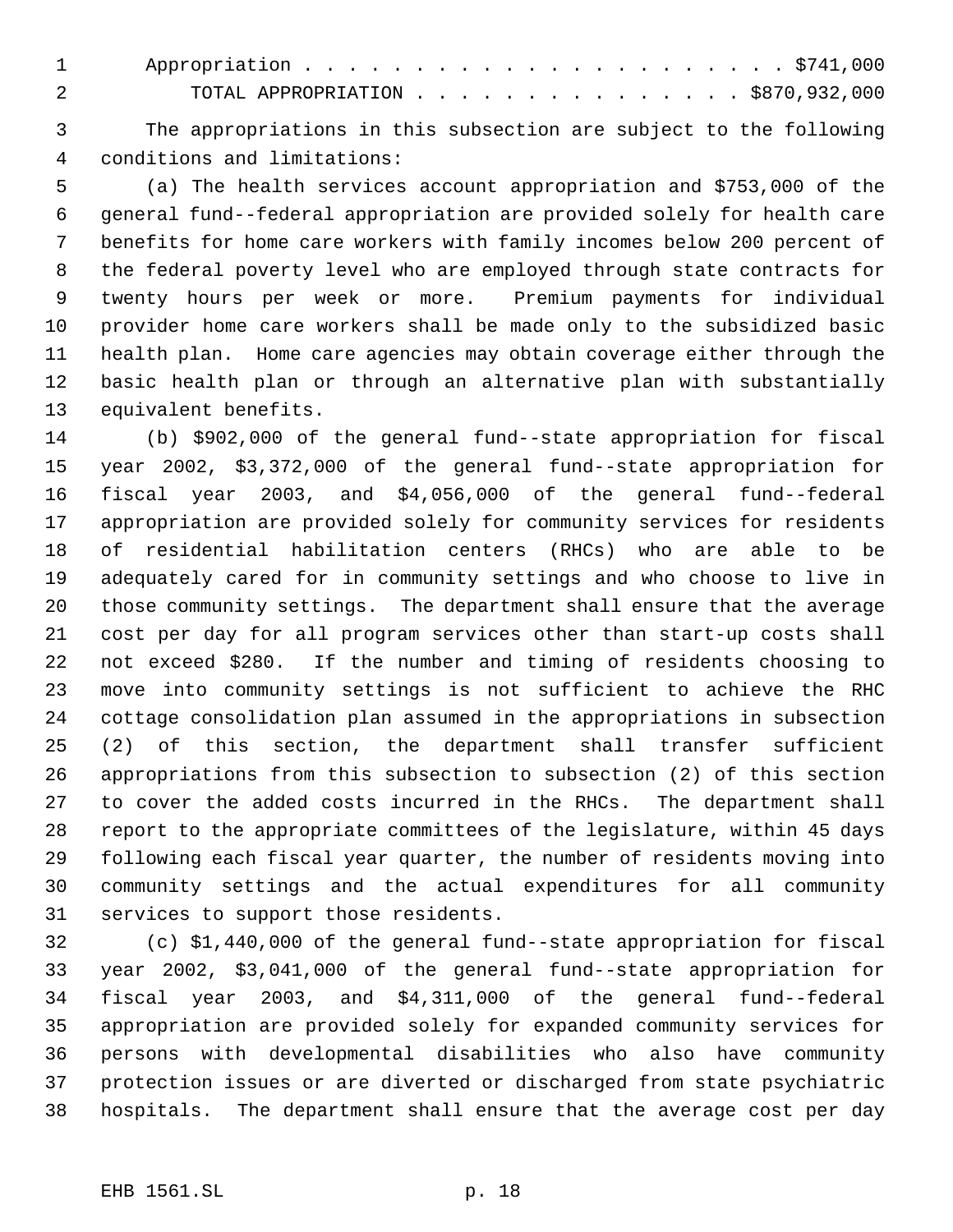Appropriation . . . . . . . . . . . . . . . . . . . . . . $741,000

TOTAL APPROPRIATION . . . . . . . . . . . . . . . . $870,932,000

The appropriations in this subsection are subject to the following conditions and limitations:

(a) The health services account appropriation and $753,000 of the general fund--federal appropriation are provided solely for health care benefits for home care workers with family incomes below 200 percent of the federal poverty level who are employed through state contracts for twenty hours per week or more. Premium payments for individual provider home care workers shall be made only to the subsidized basic health plan. Home care agencies may obtain coverage either through the basic health plan or through an alternative plan with substantially equivalent benefits.

(b) $902,000 of the general fund--state appropriation for fiscal year 2002, $3,372,000 of the general fund--state appropriation for fiscal year 2003, and $4,056,000 of the general fund--federal appropriation are provided solely for community services for residents of residential habilitation centers (RHCs) who are able to be adequately cared for in community settings and who choose to live in those community settings. The department shall ensure that the average cost per day for all program services other than start-up costs shall not exceed $280. If the number and timing of residents choosing to move into community settings is not sufficient to achieve the RHC cottage consolidation plan assumed in the appropriations in subsection (2) of this section, the department shall transfer sufficient appropriations from this subsection to subsection (2) of this section to cover the added costs incurred in the RHCs. The department shall report to the appropriate committees of the legislature, within 45 days following each fiscal year quarter, the number of residents moving into community settings and the actual expenditures for all community services to support those residents.

(c) $1,440,000 of the general fund--state appropriation for fiscal year 2002, $3,041,000 of the general fund--state appropriation for fiscal year 2003, and $4,311,000 of the general fund--federal appropriation are provided solely for expanded community services for persons with developmental disabilities who also have community protection issues or are diverted or discharged from state psychiatric hospitals. The department shall ensure that the average cost per day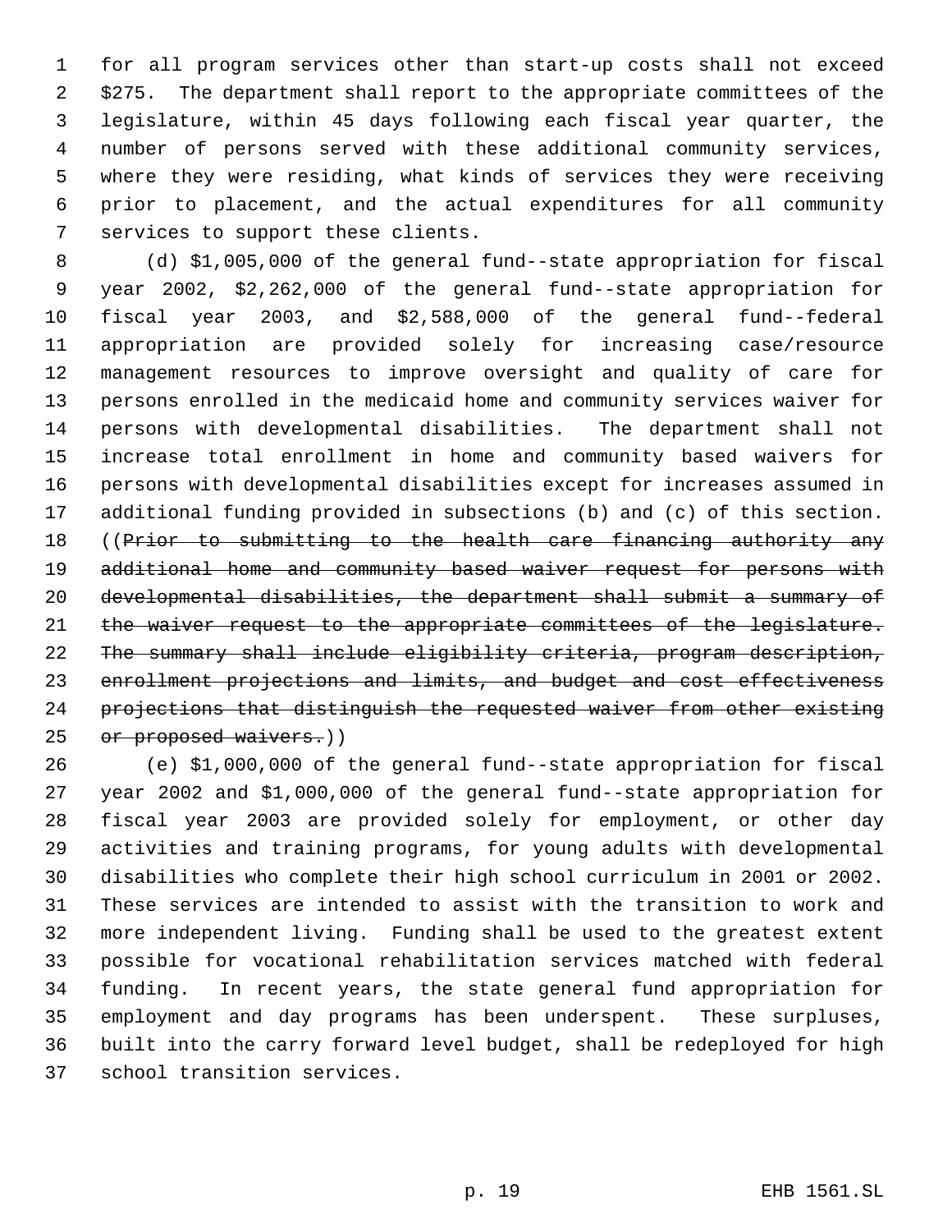for all program services other than start-up costs shall not exceed $275. The department shall report to the appropriate committees of the legislature, within 45 days following each fiscal year quarter, the number of persons served with these additional community services, where they were residing, what kinds of services they were receiving prior to placement, and the actual expenditures for all community services to support these clients.

(d) $1,005,000 of the general fund--state appropriation for fiscal year 2002, $2,262,000 of the general fund--state appropriation for fiscal year 2003, and $2,588,000 of the general fund--federal appropriation are provided solely for increasing case/resource management resources to improve oversight and quality of care for persons enrolled in the medicaid home and community services waiver for persons with developmental disabilities. The department shall not increase total enrollment in home and community based waivers for persons with developmental disabilities except for increases assumed in additional funding provided in subsections (b) and (c) of this section. ((~~Prior to submitting to the health care financing authority any additional home and community based waiver request for persons with developmental disabilities, the department shall submit a summary of the waiver request to the appropriate committees of the legislature. The summary shall include eligibility criteria, program description, enrollment projections and limits, and budget and cost effectiveness projections that distinguish the requested waiver from other existing or proposed waivers.~~))

(e) $1,000,000 of the general fund--state appropriation for fiscal year 2002 and $1,000,000 of the general fund--state appropriation for fiscal year 2003 are provided solely for employment, or other day activities and training programs, for young adults with developmental disabilities who complete their high school curriculum in 2001 or 2002. These services are intended to assist with the transition to work and more independent living. Funding shall be used to the greatest extent possible for vocational rehabilitation services matched with federal funding. In recent years, the state general fund appropriation for employment and day programs has been underspent. These surpluses, built into the carry forward level budget, shall be redeployed for high school transition services.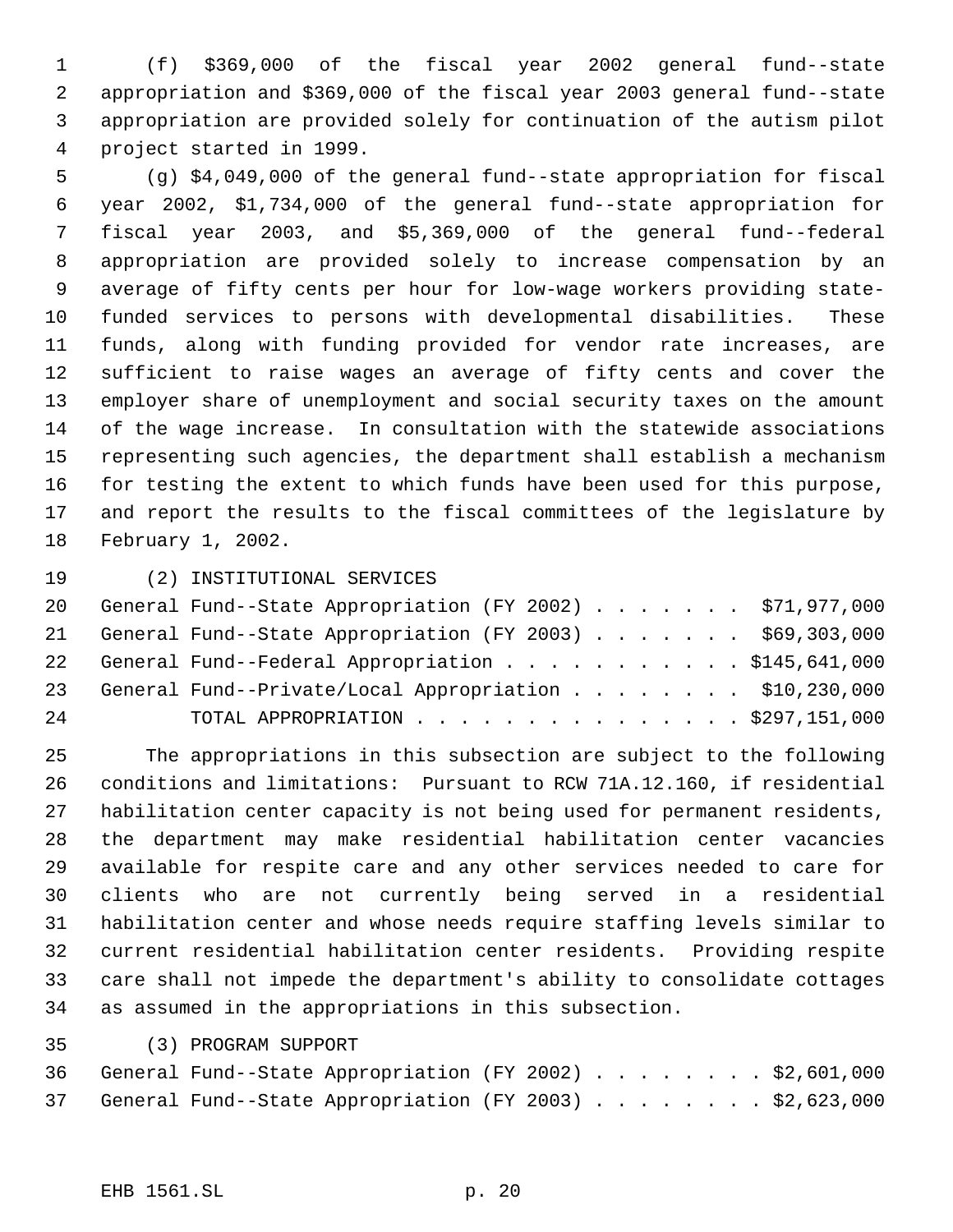(f) $369,000 of the fiscal year 2002 general fund--state appropriation and $369,000 of the fiscal year 2003 general fund--state appropriation are provided solely for continuation of the autism pilot project started in 1999.

(g) $4,049,000 of the general fund--state appropriation for fiscal year 2002, $1,734,000 of the general fund--state appropriation for fiscal year 2003, and $5,369,000 of the general fund--federal appropriation are provided solely to increase compensation by an average of fifty cents per hour for low-wage workers providing state-funded services to persons with developmental disabilities. These funds, along with funding provided for vendor rate increases, are sufficient to raise wages an average of fifty cents and cover the employer share of unemployment and social security taxes on the amount of the wage increase. In consultation with the statewide associations representing such agencies, the department shall establish a mechanism for testing the extent to which funds have been used for this purpose, and report the results to the fiscal committees of the legislature by February 1, 2002.

(2) INSTITUTIONAL SERVICES

| | |
|---|---|
| General Fund--State Appropriation (FY 2002) | $71,977,000 |
| General Fund--State Appropriation (FY 2003) | $69,303,000 |
| General Fund--Federal Appropriation | $145,641,000 |
| General Fund--Private/Local Appropriation | $10,230,000 |
| TOTAL APPROPRIATION | $297,151,000 |

The appropriations in this subsection are subject to the following conditions and limitations: Pursuant to RCW 71A.12.160, if residential habilitation center capacity is not being used for permanent residents, the department may make residential habilitation center vacancies available for respite care and any other services needed to care for clients who are not currently being served in a residential habilitation center and whose needs require staffing levels similar to current residential habilitation center residents. Providing respite care shall not impede the department's ability to consolidate cottages as assumed in the appropriations in this subsection.

(3) PROGRAM SUPPORT

| | |
|---|---|
| General Fund--State Appropriation (FY 2002) | $2,601,000 |
| General Fund--State Appropriation (FY 2003) | $2,623,000 |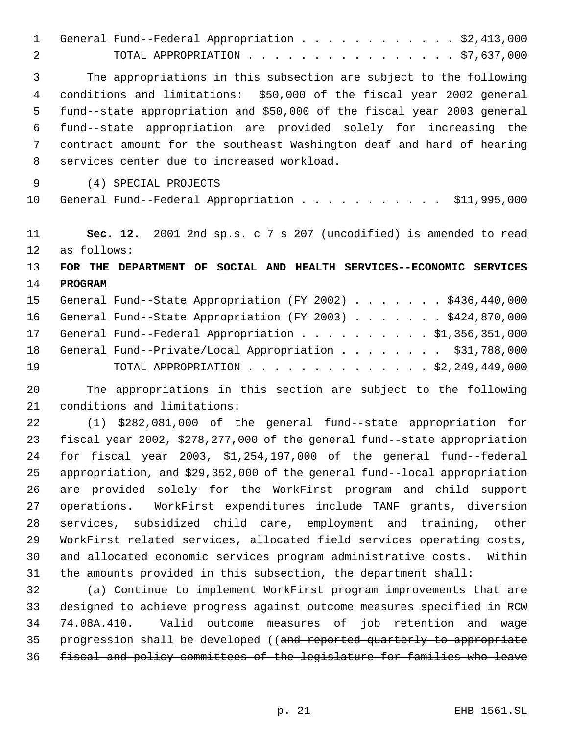General Fund--Federal Appropriation . . . . . . . . . . . . . $2,413,000
TOTAL APPROPRIATION . . . . . . . . . . . . . . . . . $7,637,000

The appropriations in this subsection are subject to the following conditions and limitations: $50,000 of the fiscal year 2002 general fund--state appropriation and $50,000 of the fiscal year 2003 general fund--state appropriation are provided solely for increasing the contract amount for the southeast Washington deaf and hard of hearing services center due to increased workload.

(4) SPECIAL PROJECTS

General Fund--Federal Appropriation . . . . . . . . . . . $11,995,000

**Sec. 12.** 2001 2nd sp.s. c 7 s 207 (uncodified) is amended to read as follows:

**FOR THE DEPARTMENT OF SOCIAL AND HEALTH SERVICES--ECONOMIC SERVICES PROGRAM**

General Fund--State Appropriation (FY 2002) . . . . . . . $436,440,000
General Fund--State Appropriation (FY 2003) . . . . . . . $424,870,000
General Fund--Federal Appropriation . . . . . . . . . . $1,356,351,000
General Fund--Private/Local Appropriation . . . . . . . . $31,788,000
TOTAL APPROPRIATION . . . . . . . . . . . . . . $2,249,449,000

The appropriations in this section are subject to the following conditions and limitations:

(1) $282,081,000 of the general fund--state appropriation for fiscal year 2002, $278,277,000 of the general fund--state appropriation for fiscal year 2003, $1,254,197,000 of the general fund--federal appropriation, and $29,352,000 of the general fund--local appropriation are provided solely for the WorkFirst program and child support operations. WorkFirst expenditures include TANF grants, diversion services, subsidized child care, employment and training, other WorkFirst related services, allocated field services operating costs, and allocated economic services program administrative costs. Within the amounts provided in this subsection, the department shall:

(a) Continue to implement WorkFirst program improvements that are designed to achieve progress against outcome measures specified in RCW 74.08A.410. Valid outcome measures of job retention and wage progression shall be developed ((~~and reported quarterly to appropriate fiscal and policy committees of the legislature for families who leave~~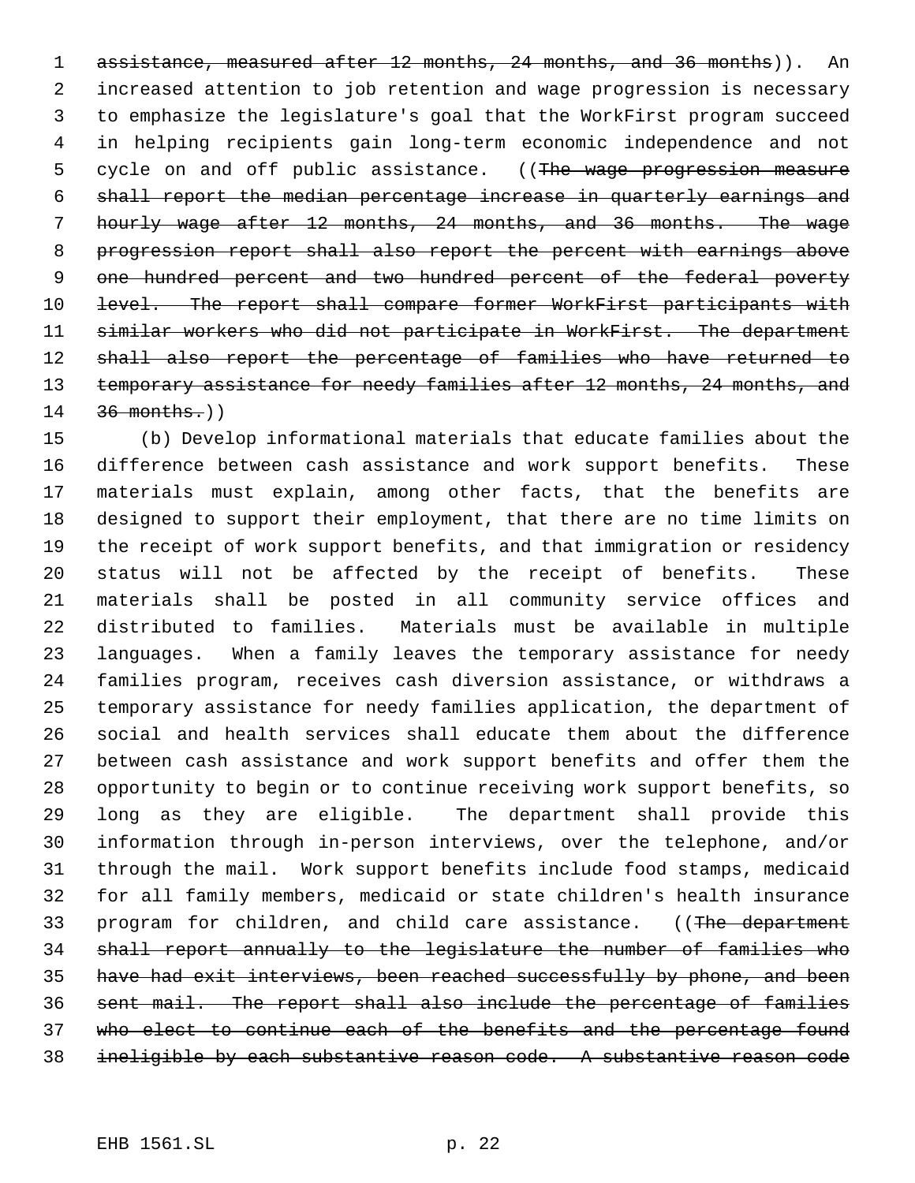assistance, measured after 12 months, 24 months, and 36 months)). An increased attention to job retention and wage progression is necessary to emphasize the legislature's goal that the WorkFirst program succeed in helping recipients gain long-term economic independence and not cycle on and off public assistance. ((~~The wage progression measure shall report the median percentage increase in quarterly earnings and hourly wage after 12 months, 24 months, and 36 months. The wage progression report shall also report the percent with earnings above one hundred percent and two hundred percent of the federal poverty level. The report shall compare former WorkFirst participants with similar workers who did not participate in WorkFirst. The department shall also report the percentage of families who have returned to temporary assistance for needy families after 12 months, 24 months, and 36 months.~~))

(b) Develop informational materials that educate families about the difference between cash assistance and work support benefits. These materials must explain, among other facts, that the benefits are designed to support their employment, that there are no time limits on the receipt of work support benefits, and that immigration or residency status will not be affected by the receipt of benefits. These materials shall be posted in all community service offices and distributed to families. Materials must be available in multiple languages. When a family leaves the temporary assistance for needy families program, receives cash diversion assistance, or withdraws a temporary assistance for needy families application, the department of social and health services shall educate them about the difference between cash assistance and work support benefits and offer them the opportunity to begin or to continue receiving work support benefits, so long as they are eligible. The department shall provide this information through in-person interviews, over the telephone, and/or through the mail. Work support benefits include food stamps, medicaid for all family members, medicaid or state children's health insurance program for children, and child care assistance. ((~~The department shall report annually to the legislature the number of families who have had exit interviews, been reached successfully by phone, and been sent mail. The report shall also include the percentage of families who elect to continue each of the benefits and the percentage found ineligible by each substantive reason code. A substantive reason code~~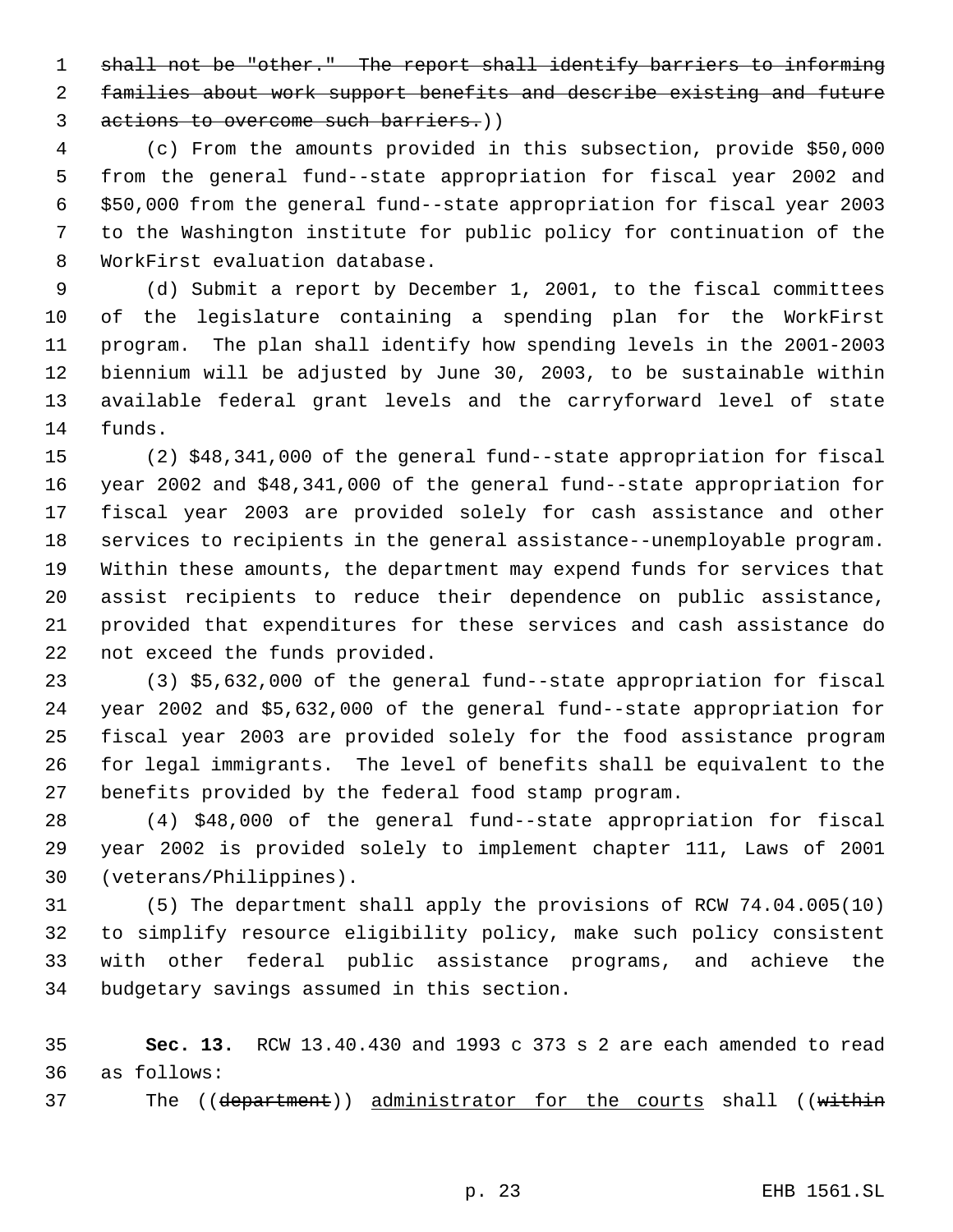~~shall not be "other." The report shall identify barriers to informing families about work support benefits and describe existing and future actions to overcome such barriers.~~))

(c) From the amounts provided in this subsection, provide $50,000 from the general fund--state appropriation for fiscal year 2002 and $50,000 from the general fund--state appropriation for fiscal year 2003 to the Washington institute for public policy for continuation of the WorkFirst evaluation database.

(d) Submit a report by December 1, 2001, to the fiscal committees of the legislature containing a spending plan for the WorkFirst program. The plan shall identify how spending levels in the 2001-2003 biennium will be adjusted by June 30, 2003, to be sustainable within available federal grant levels and the carryforward level of state funds.

(2) $48,341,000 of the general fund--state appropriation for fiscal year 2002 and $48,341,000 of the general fund--state appropriation for fiscal year 2003 are provided solely for cash assistance and other services to recipients in the general assistance--unemployable program. Within these amounts, the department may expend funds for services that assist recipients to reduce their dependence on public assistance, provided that expenditures for these services and cash assistance do not exceed the funds provided.

(3) $5,632,000 of the general fund--state appropriation for fiscal year 2002 and $5,632,000 of the general fund--state appropriation for fiscal year 2003 are provided solely for the food assistance program for legal immigrants. The level of benefits shall be equivalent to the benefits provided by the federal food stamp program.

(4) $48,000 of the general fund--state appropriation for fiscal year 2002 is provided solely to implement chapter 111, Laws of 2001 (veterans/Philippines).

(5) The department shall apply the provisions of RCW 74.04.005(10) to simplify resource eligibility policy, make such policy consistent with other federal public assistance programs, and achieve the budgetary savings assumed in this section.

**Sec. 13.** RCW 13.40.430 and 1993 c 373 s 2 are each amended to read as follows:

The ((~~department~~)) <u>administrator for the courts</u> shall ((~~within~~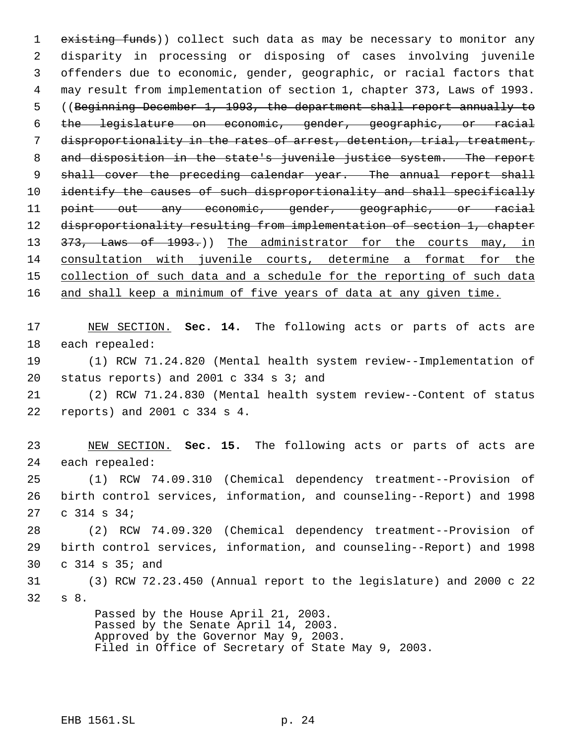existing funds)) collect such data as may be necessary to monitor any disparity in processing or disposing of cases involving juvenile offenders due to economic, gender, geographic, or racial factors that may result from implementation of section 1, chapter 373, Laws of 1993. ((~~Beginning December 1, 1993, the department shall report annually to the legislature on economic, gender, geographic, or racial disproportionality in the rates of arrest, detention, trial, treatment, and disposition in the state's juvenile justice system. The report shall cover the preceding calendar year. The annual report shall identify the causes of such disproportionality and shall specifically point out any economic, gender, geographic, or racial disproportionality resulting from implementation of section 1, chapter 373, Laws of 1993.~~)) <u>The administrator for the courts may, in consultation with juvenile courts, determine a format for the collection of such data and a schedule for the reporting of such data and shall keep a minimum of five years of data at any given time.</u>

<u>NEW SECTION.</u> **Sec. 14.** The following acts or parts of acts are each repealed:

(1) RCW 71.24.820 (Mental health system review--Implementation of status reports) and 2001 c 334 s 3; and

(2) RCW 71.24.830 (Mental health system review--Content of status reports) and 2001 c 334 s 4.

<u>NEW SECTION.</u> **Sec. 15.** The following acts or parts of acts are each repealed:

(1) RCW 74.09.310 (Chemical dependency treatment--Provision of birth control services, information, and counseling--Report) and 1998 c 314 s 34;

(2) RCW 74.09.320 (Chemical dependency treatment--Provision of birth control services, information, and counseling--Report) and 1998 c 314 s 35; and

(3) RCW 72.23.450 (Annual report to the legislature) and 2000 c 22 s 8.

Passed by the House April 21, 2003.
Passed by the Senate April 14, 2003.
Approved by the Governor May 9, 2003.
Filed in Office of Secretary of State May 9, 2003.